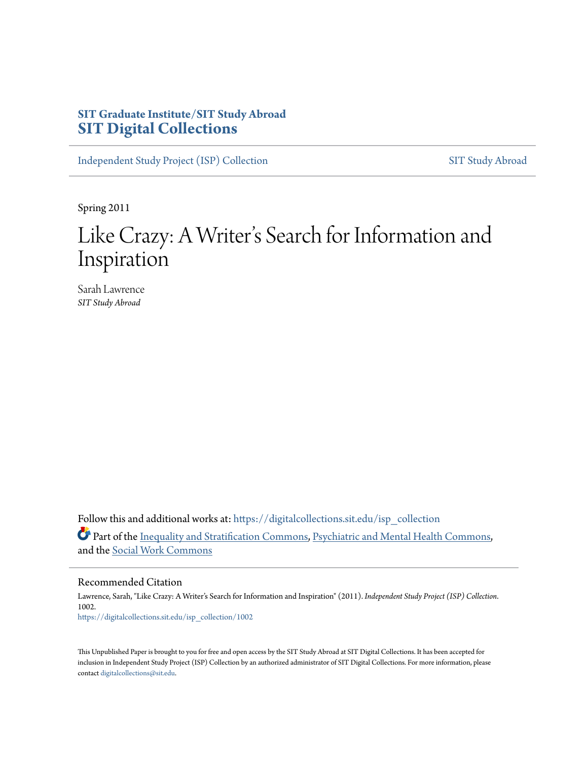SIT Graduate Institute/SIT Study Abroad
**SIT Digital Collections**

Independent Study Project (ISP) Collection | SIT Study Abroad

Spring 2011

# Like Crazy: A Writer's Search for Information and Inspiration

Sarah Lawrence
*SIT Study Abroad*

Follow this and additional works at: https://digitalcollections.sit.edu/isp_collection

Part of the Inequality and Stratification Commons, Psychiatric and Mental Health Commons, and the Social Work Commons

## Recommended Citation

Lawrence, Sarah, "Like Crazy: A Writer's Search for Information and Inspiration" (2011). *Independent Study Project (ISP) Collection*. 1002.
https://digitalcollections.sit.edu/isp_collection/1002

This Unpublished Paper is brought to you for free and open access by the SIT Study Abroad at SIT Digital Collections. It has been accepted for inclusion in Independent Study Project (ISP) Collection by an authorized administrator of SIT Digital Collections. For more information, please contact digitalcollections@sit.edu.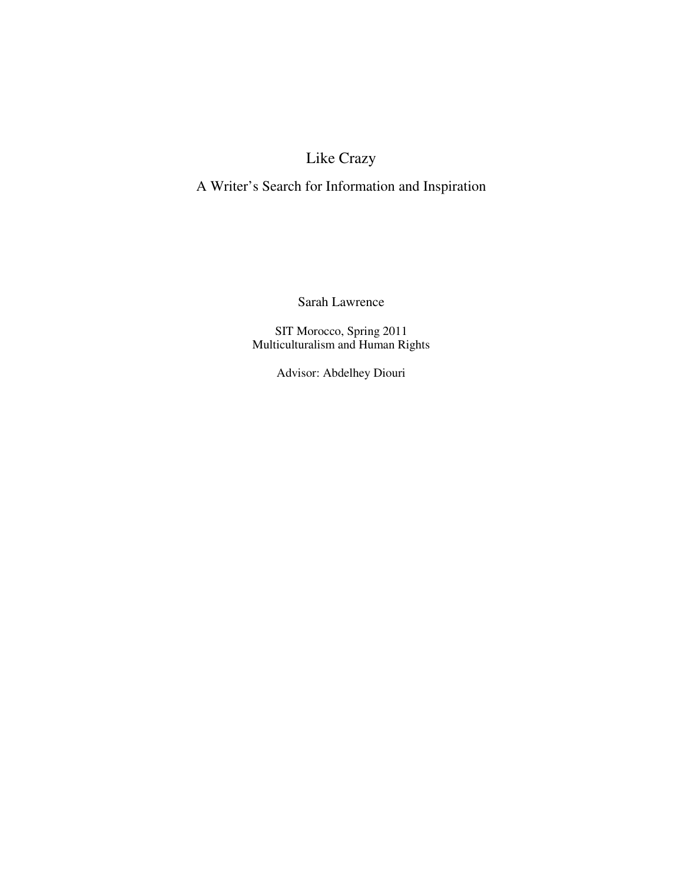# Like Crazy

## A Writer's Search for Information and Inspiration

Sarah Lawrence

SIT Morocco, Spring 2011
Multiculturalism and Human Rights

Advisor: Abdelhey Diouri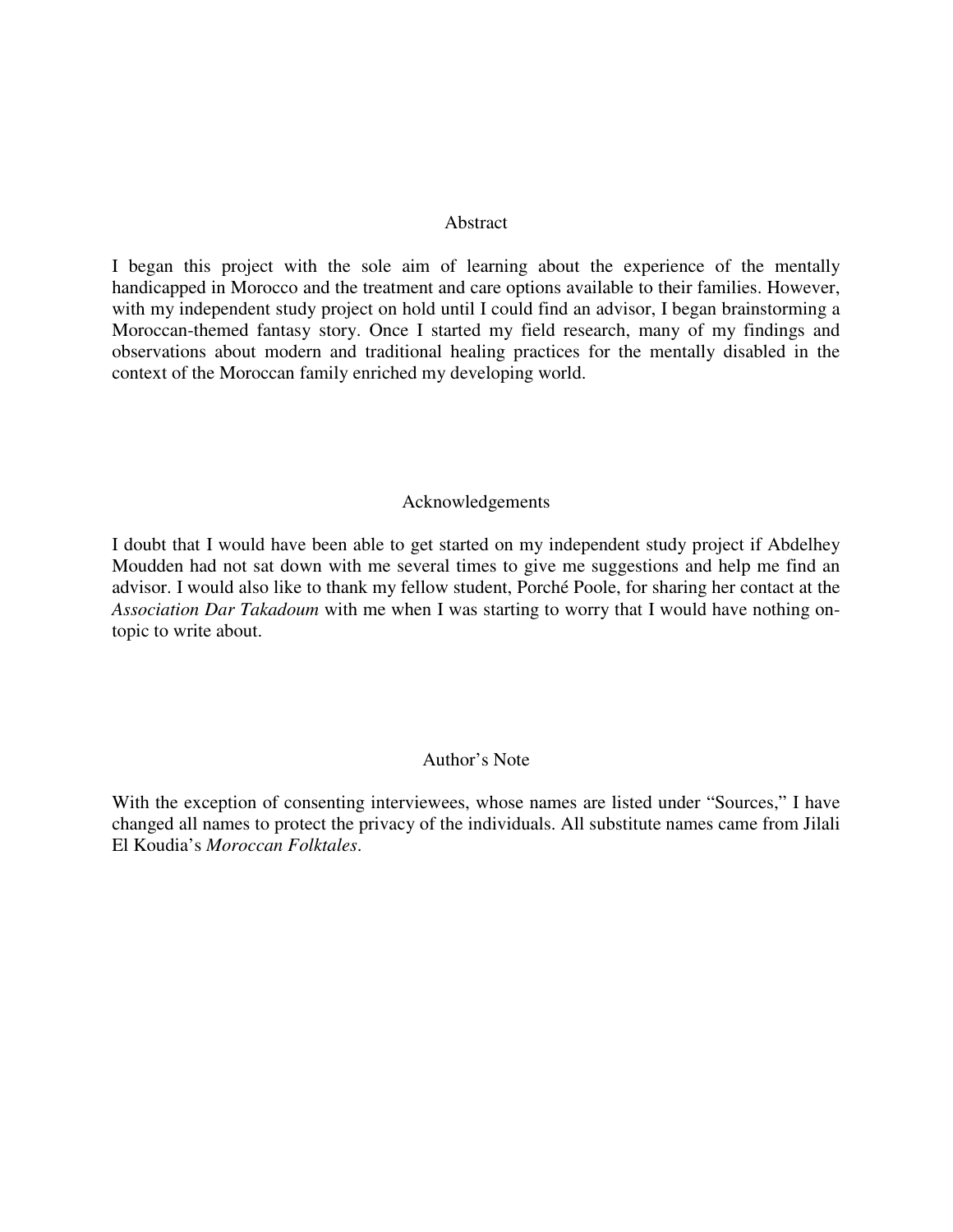## Abstract

I began this project with the sole aim of learning about the experience of the mentally handicapped in Morocco and the treatment and care options available to their families. However, with my independent study project on hold until I could find an advisor, I began brainstorming a Moroccan-themed fantasy story. Once I started my field research, many of my findings and observations about modern and traditional healing practices for the mentally disabled in the context of the Moroccan family enriched my developing world.

## Acknowledgements

I doubt that I would have been able to get started on my independent study project if Abdelhey Moudden had not sat down with me several times to give me suggestions and help me find an advisor. I would also like to thank my fellow student, Porché Poole, for sharing her contact at the *Association Dar Takadoum* with me when I was starting to worry that I would have nothing on-topic to write about.

## Author's Note

With the exception of consenting interviewees, whose names are listed under "Sources," I have changed all names to protect the privacy of the individuals. All substitute names came from Jilali El Koudia's *Moroccan Folktales*.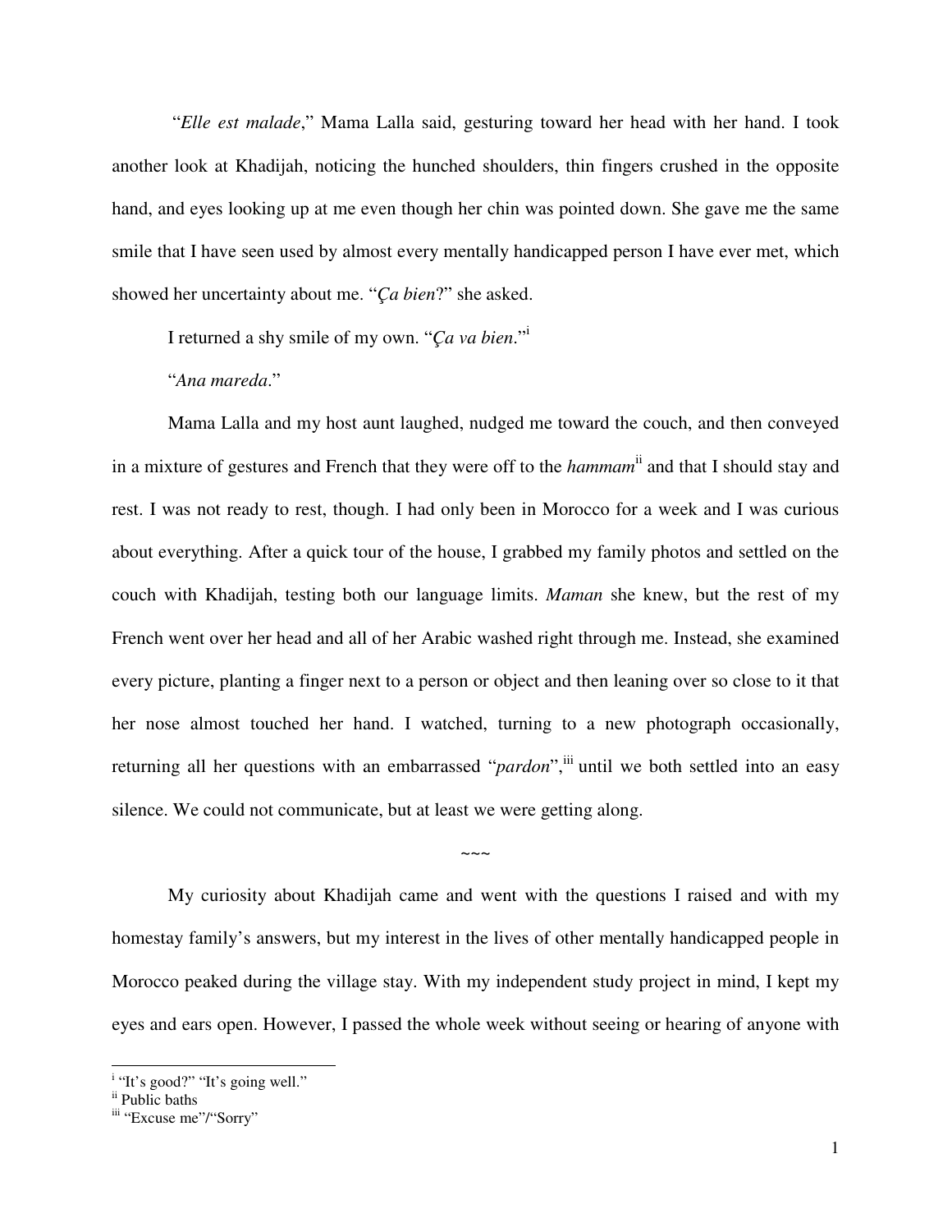"*Elle est malade*," Mama Lalla said, gesturing toward her head with her hand. I took another look at Khadijah, noticing the hunched shoulders, thin fingers crushed in the opposite hand, and eyes looking up at me even though her chin was pointed down. She gave me the same smile that I have seen used by almost every mentally handicapped person I have ever met, which showed her uncertainty about me. "*Ça bien*?" she asked.

I returned a shy smile of my own. "*Ça va bien*."[i]

"*Ana mareda*."

Mama Lalla and my host aunt laughed, nudged me toward the couch, and then conveyed in a mixture of gestures and French that they were off to the *hammam*[ii] and that I should stay and rest. I was not ready to rest, though. I had only been in Morocco for a week and I was curious about everything. After a quick tour of the house, I grabbed my family photos and settled on the couch with Khadijah, testing both our language limits. *Maman* she knew, but the rest of my French went over her head and all of her Arabic washed right through me. Instead, she examined every picture, planting a finger next to a person or object and then leaning over so close to it that her nose almost touched her hand. I watched, turning to a new photograph occasionally, returning all her questions with an embarrassed "*pardon*",[iii] until we both settled into an easy silence. We could not communicate, but at least we were getting along.

~~~

My curiosity about Khadijah came and went with the questions I raised and with my homestay family's answers, but my interest in the lives of other mentally handicapped people in Morocco peaked during the village stay. With my independent study project in mind, I kept my eyes and ears open. However, I passed the whole week without seeing or hearing of anyone with

---

[i] "It's good?" "It's going well."

[ii] Public baths

[iii] "Excuse me"/"Sorry"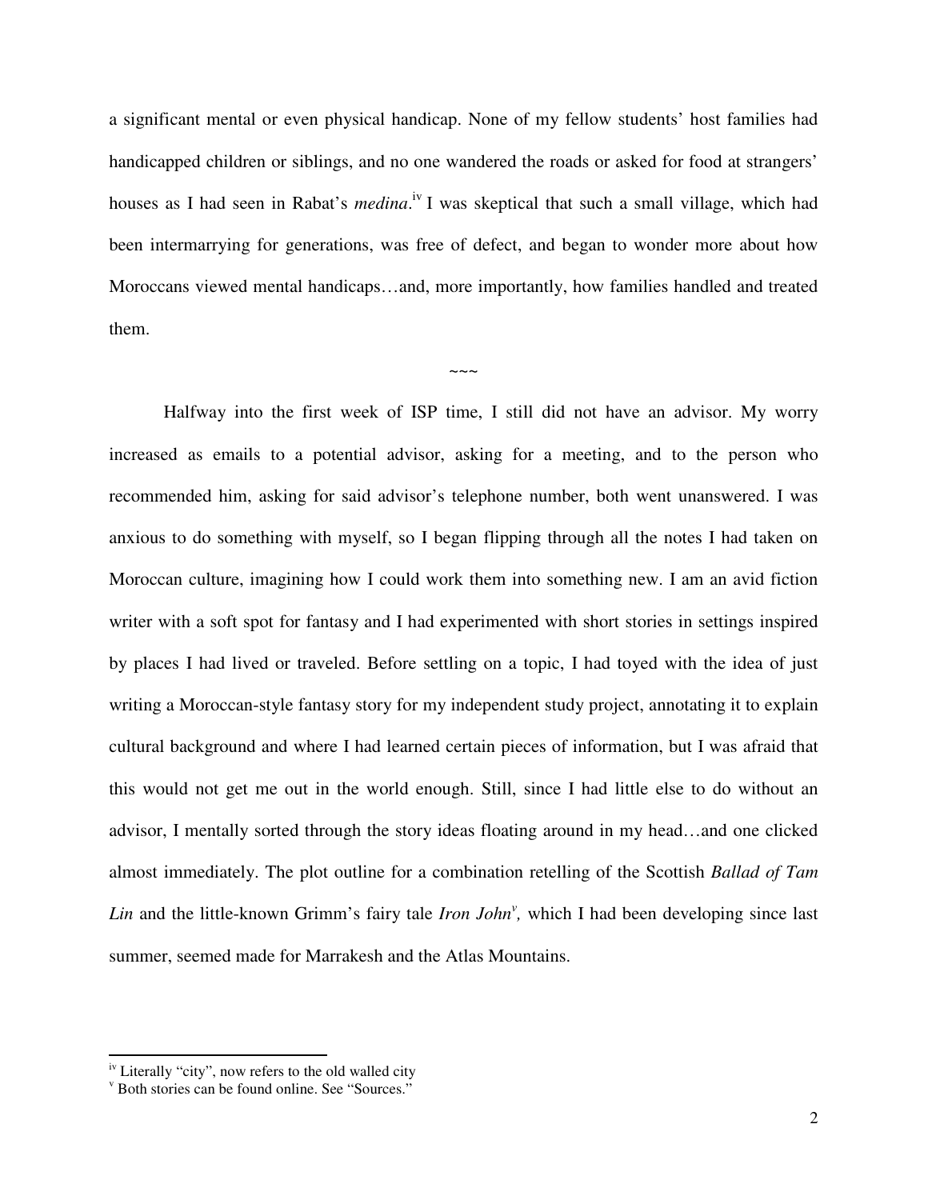a significant mental or even physical handicap. None of my fellow students' host families had handicapped children or siblings, and no one wandered the roads or asked for food at strangers' houses as I had seen in Rabat's *medina*.[iv] I was skeptical that such a small village, which had been intermarrying for generations, was free of defect, and began to wonder more about how Moroccans viewed mental handicaps…and, more importantly, how families handled and treated them.

~~~

Halfway into the first week of ISP time, I still did not have an advisor. My worry increased as emails to a potential advisor, asking for a meeting, and to the person who recommended him, asking for said advisor's telephone number, both went unanswered. I was anxious to do something with myself, so I began flipping through all the notes I had taken on Moroccan culture, imagining how I could work them into something new. I am an avid fiction writer with a soft spot for fantasy and I had experimented with short stories in settings inspired by places I had lived or traveled. Before settling on a topic, I had toyed with the idea of just writing a Moroccan-style fantasy story for my independent study project, annotating it to explain cultural background and where I had learned certain pieces of information, but I was afraid that this would not get me out in the world enough. Still, since I had little else to do without an advisor, I mentally sorted through the story ideas floating around in my head…and one clicked almost immediately. The plot outline for a combination retelling of the Scottish *Ballad of Tam Lin* and the little-known Grimm's fairy tale *Iron John*[v], which I had been developing since last summer, seemed made for Marrakesh and the Atlas Mountains.

---

[iv] Literally "city", now refers to the old walled city

[v] Both stories can be found online. See "Sources."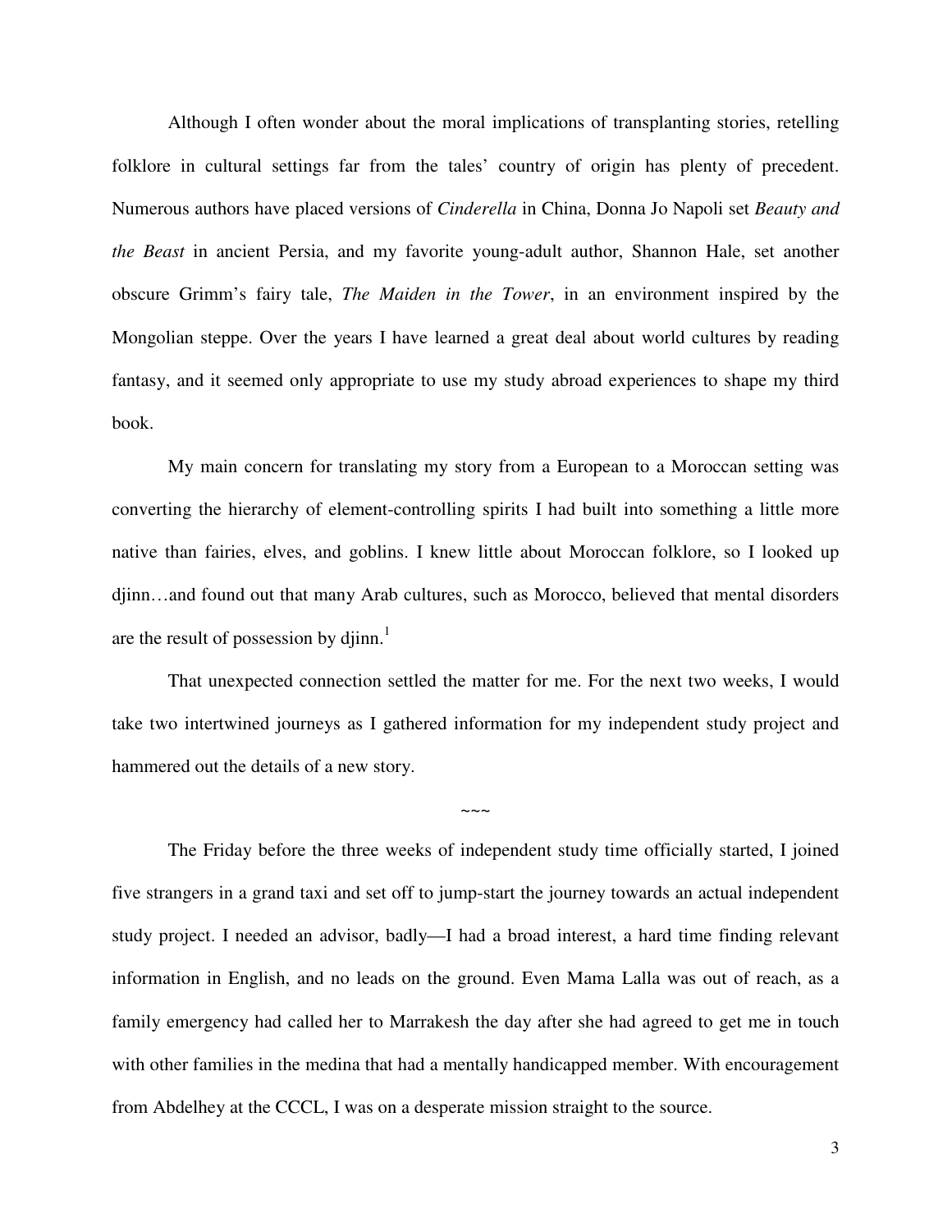Although I often wonder about the moral implications of transplanting stories, retelling folklore in cultural settings far from the tales' country of origin has plenty of precedent. Numerous authors have placed versions of *Cinderella* in China, Donna Jo Napoli set *Beauty and the Beast* in ancient Persia, and my favorite young-adult author, Shannon Hale, set another obscure Grimm's fairy tale, *The Maiden in the Tower*, in an environment inspired by the Mongolian steppe. Over the years I have learned a great deal about world cultures by reading fantasy, and it seemed only appropriate to use my study abroad experiences to shape my third book.

My main concern for translating my story from a European to a Moroccan setting was converting the hierarchy of element-controlling spirits I had built into something a little more native than fairies, elves, and goblins. I knew little about Moroccan folklore, so I looked up djinn…and found out that many Arab cultures, such as Morocco, believed that mental disorders are the result of possession by djinn.[1]

That unexpected connection settled the matter for me. For the next two weeks, I would take two intertwined journeys as I gathered information for my independent study project and hammered out the details of a new story.

~~~

The Friday before the three weeks of independent study time officially started, I joined five strangers in a grand taxi and set off to jump-start the journey towards an actual independent study project. I needed an advisor, badly—I had a broad interest, a hard time finding relevant information in English, and no leads on the ground. Even Mama Lalla was out of reach, as a family emergency had called her to Marrakesh the day after she had agreed to get me in touch with other families in the medina that had a mentally handicapped member. With encouragement from Abdelhey at the CCCL, I was on a desperate mission straight to the source.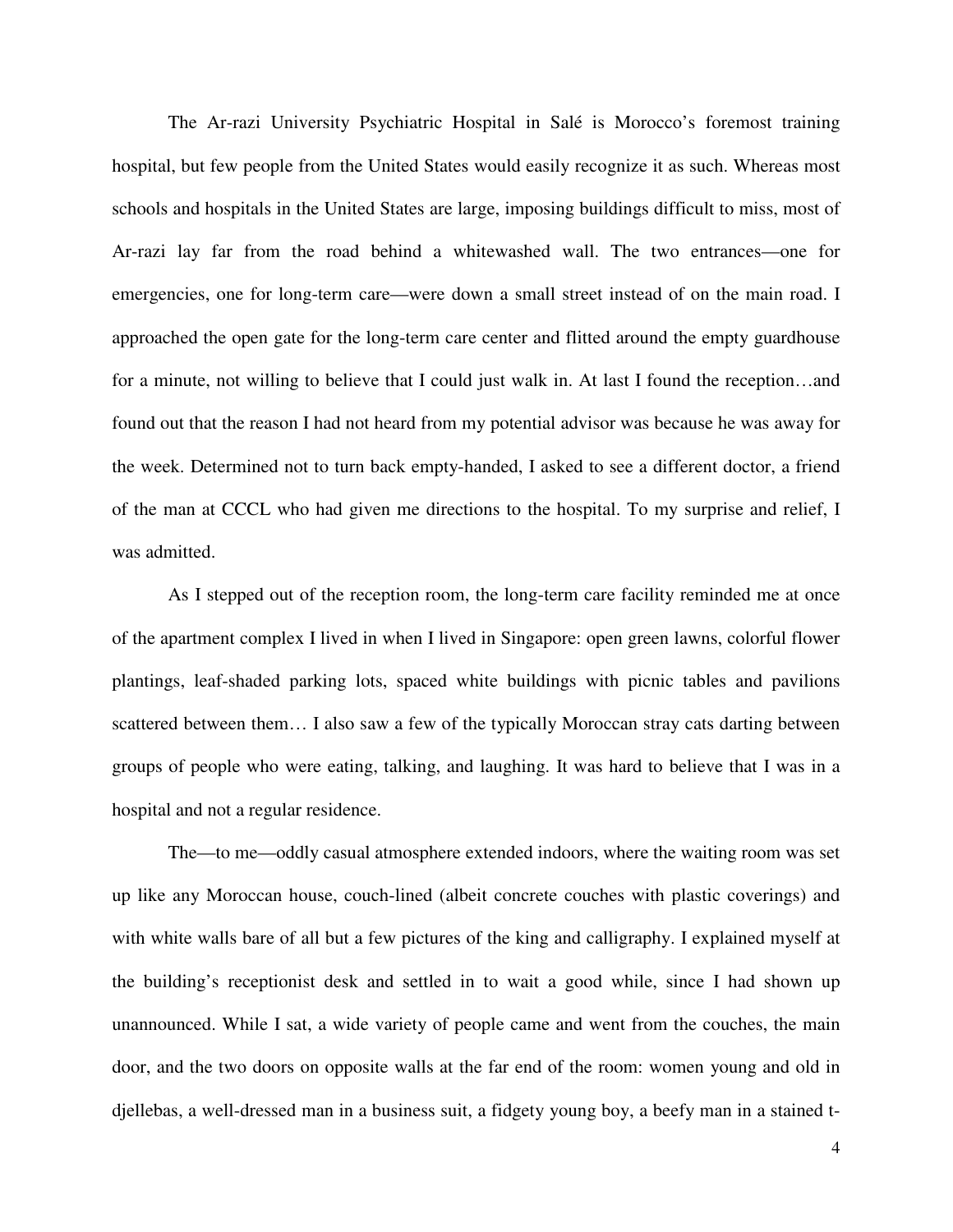The Ar-razi University Psychiatric Hospital in Salé is Morocco's foremost training hospital, but few people from the United States would easily recognize it as such. Whereas most schools and hospitals in the United States are large, imposing buildings difficult to miss, most of Ar-razi lay far from the road behind a whitewashed wall. The two entrances—one for emergencies, one for long-term care—were down a small street instead of on the main road. I approached the open gate for the long-term care center and flitted around the empty guardhouse for a minute, not willing to believe that I could just walk in. At last I found the reception…and found out that the reason I had not heard from my potential advisor was because he was away for the week. Determined not to turn back empty-handed, I asked to see a different doctor, a friend of the man at CCCL who had given me directions to the hospital. To my surprise and relief, I was admitted.

As I stepped out of the reception room, the long-term care facility reminded me at once of the apartment complex I lived in when I lived in Singapore: open green lawns, colorful flower plantings, leaf-shaded parking lots, spaced white buildings with picnic tables and pavilions scattered between them… I also saw a few of the typically Moroccan stray cats darting between groups of people who were eating, talking, and laughing. It was hard to believe that I was in a hospital and not a regular residence.

The—to me—oddly casual atmosphere extended indoors, where the waiting room was set up like any Moroccan house, couch-lined (albeit concrete couches with plastic coverings) and with white walls bare of all but a few pictures of the king and calligraphy. I explained myself at the building's receptionist desk and settled in to wait a good while, since I had shown up unannounced. While I sat, a wide variety of people came and went from the couches, the main door, and the two doors on opposite walls at the far end of the room: women young and old in djellebas, a well-dressed man in a business suit, a fidgety young boy, a beefy man in a stained t-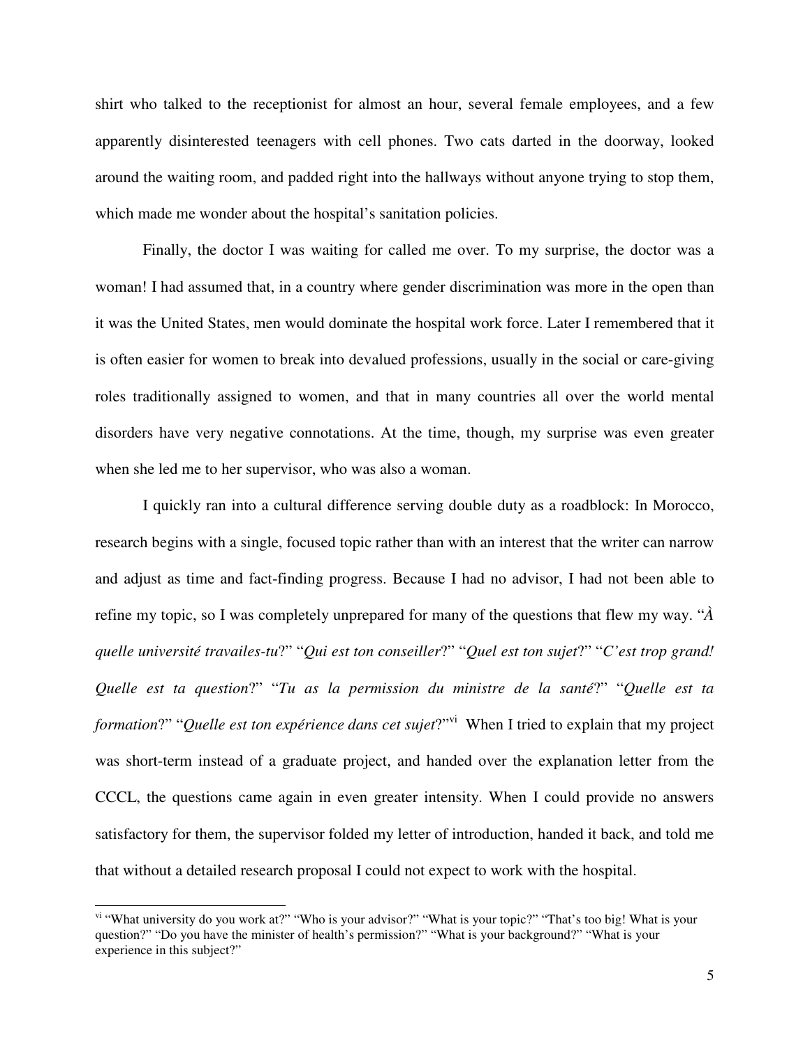shirt who talked to the receptionist for almost an hour, several female employees, and a few apparently disinterested teenagers with cell phones. Two cats darted in the doorway, looked around the waiting room, and padded right into the hallways without anyone trying to stop them, which made me wonder about the hospital's sanitation policies.

Finally, the doctor I was waiting for called me over. To my surprise, the doctor was a woman! I had assumed that, in a country where gender discrimination was more in the open than it was the United States, men would dominate the hospital work force. Later I remembered that it is often easier for women to break into devalued professions, usually in the social or care-giving roles traditionally assigned to women, and that in many countries all over the world mental disorders have very negative connotations. At the time, though, my surprise was even greater when she led me to her supervisor, who was also a woman.

I quickly ran into a cultural difference serving double duty as a roadblock: In Morocco, research begins with a single, focused topic rather than with an interest that the writer can narrow and adjust as time and fact-finding progress. Because I had no advisor, I had not been able to refine my topic, so I was completely unprepared for many of the questions that flew my way. "*À quelle université travailes-tu*?" "*Qui est ton conseiller*?" "*Quel est ton sujet*?" "*C'est trop grand! Quelle est ta question*?" "*Tu as la permission du ministre de la santé*?" "*Quelle est ta formation*?" "*Quelle est ton expérience dans cet sujet*?"[vi] When I tried to explain that my project was short-term instead of a graduate project, and handed over the explanation letter from the CCCL, the questions came again in even greater intensity. When I could provide no answers satisfactory for them, the supervisor folded my letter of introduction, handed it back, and told me that without a detailed research proposal I could not expect to work with the hospital.

---

[vi] "What university do you work at?" "Who is your advisor?" "What is your topic?" "That's too big! What is your question?" "Do you have the minister of health's permission?" "What is your background?" "What is your experience in this subject?"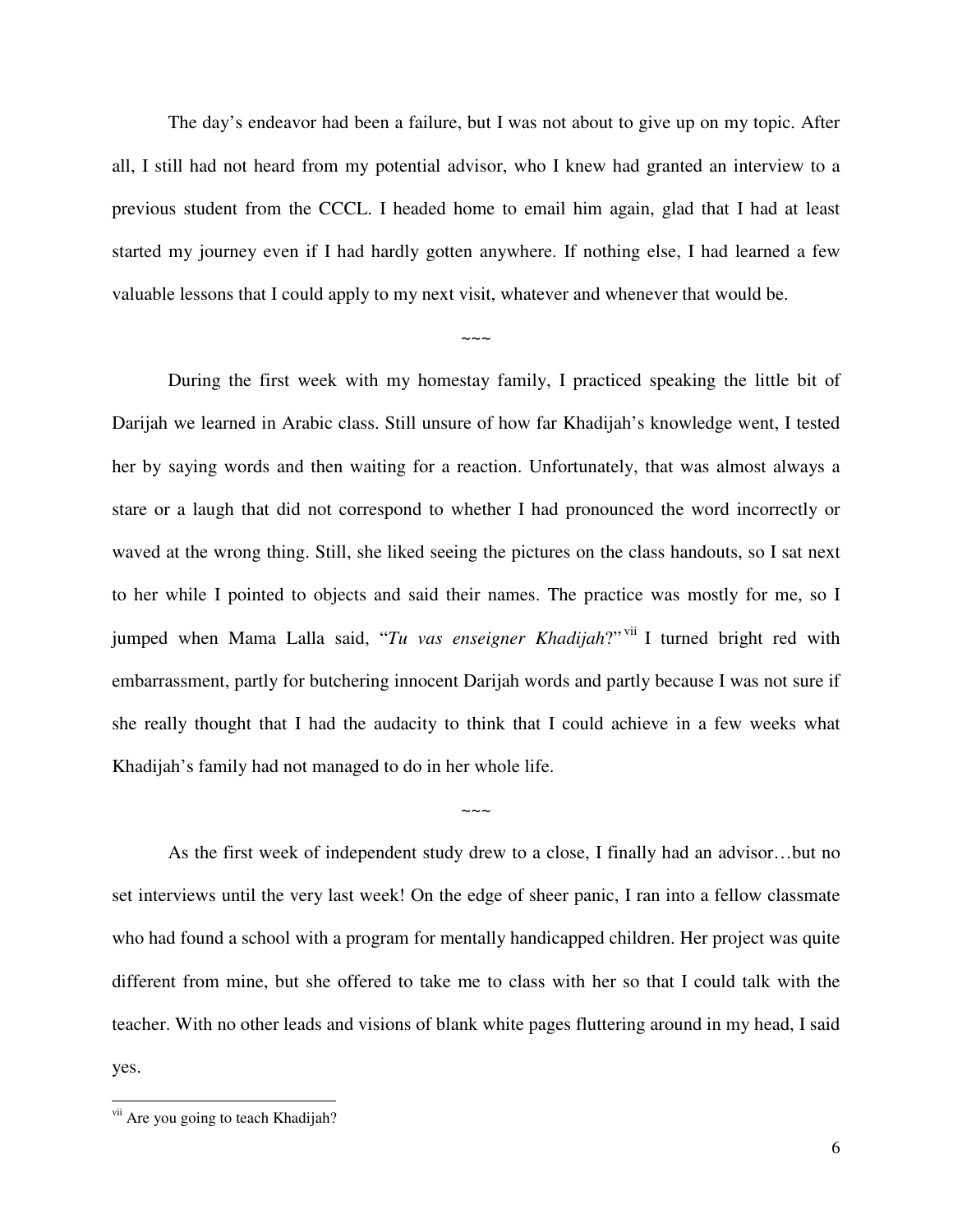The day's endeavor had been a failure, but I was not about to give up on my topic. After all, I still had not heard from my potential advisor, who I knew had granted an interview to a previous student from the CCCL. I headed home to email him again, glad that I had at least started my journey even if I had hardly gotten anywhere. If nothing else, I had learned a few valuable lessons that I could apply to my next visit, whatever and whenever that would be.

~~~

During the first week with my homestay family, I practiced speaking the little bit of Darijah we learned in Arabic class. Still unsure of how far Khadijah's knowledge went, I tested her by saying words and then waiting for a reaction. Unfortunately, that was almost always a stare or a laugh that did not correspond to whether I had pronounced the word incorrectly or waved at the wrong thing. Still, she liked seeing the pictures on the class handouts, so I sat next to her while I pointed to objects and said their names. The practice was mostly for me, so I jumped when Mama Lalla said, "*Tu vas enseigner Khadijah*?"[vii] I turned bright red with embarrassment, partly for butchering innocent Darijah words and partly because I was not sure if she really thought that I had the audacity to think that I could achieve in a few weeks what Khadijah's family had not managed to do in her whole life.

~~~

As the first week of independent study drew to a close, I finally had an advisor…but no set interviews until the very last week! On the edge of sheer panic, I ran into a fellow classmate who had found a school with a program for mentally handicapped children. Her project was quite different from mine, but she offered to take me to class with her so that I could talk with the teacher. With no other leads and visions of blank white pages fluttering around in my head, I said yes.

---

[vii] Are you going to teach Khadijah?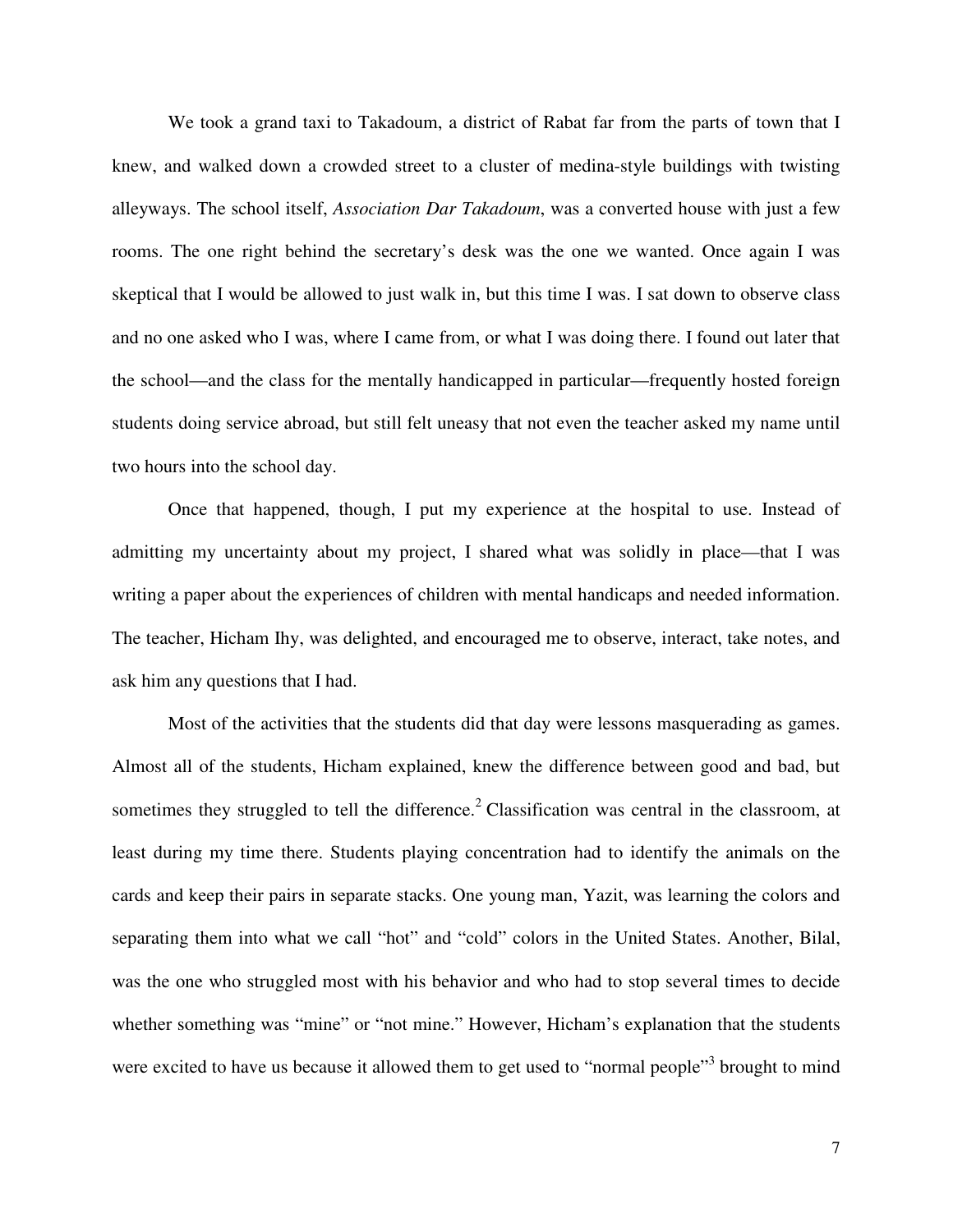We took a grand taxi to Takadoum, a district of Rabat far from the parts of town that I knew, and walked down a crowded street to a cluster of medina-style buildings with twisting alleyways. The school itself, *Association Dar Takadoum*, was a converted house with just a few rooms. The one right behind the secretary's desk was the one we wanted. Once again I was skeptical that I would be allowed to just walk in, but this time I was. I sat down to observe class and no one asked who I was, where I came from, or what I was doing there. I found out later that the school—and the class for the mentally handicapped in particular—frequently hosted foreign students doing service abroad, but still felt uneasy that not even the teacher asked my name until two hours into the school day.

Once that happened, though, I put my experience at the hospital to use. Instead of admitting my uncertainty about my project, I shared what was solidly in place—that I was writing a paper about the experiences of children with mental handicaps and needed information. The teacher, Hicham Ihy, was delighted, and encouraged me to observe, interact, take notes, and ask him any questions that I had.

Most of the activities that the students did that day were lessons masquerading as games. Almost all of the students, Hicham explained, knew the difference between good and bad, but sometimes they struggled to tell the difference.[2] Classification was central in the classroom, at least during my time there. Students playing concentration had to identify the animals on the cards and keep their pairs in separate stacks. One young man, Yazit, was learning the colors and separating them into what we call "hot" and "cold" colors in the United States. Another, Bilal, was the one who struggled most with his behavior and who had to stop several times to decide whether something was "mine" or "not mine." However, Hicham's explanation that the students were excited to have us because it allowed them to get used to "normal people"[3] brought to mind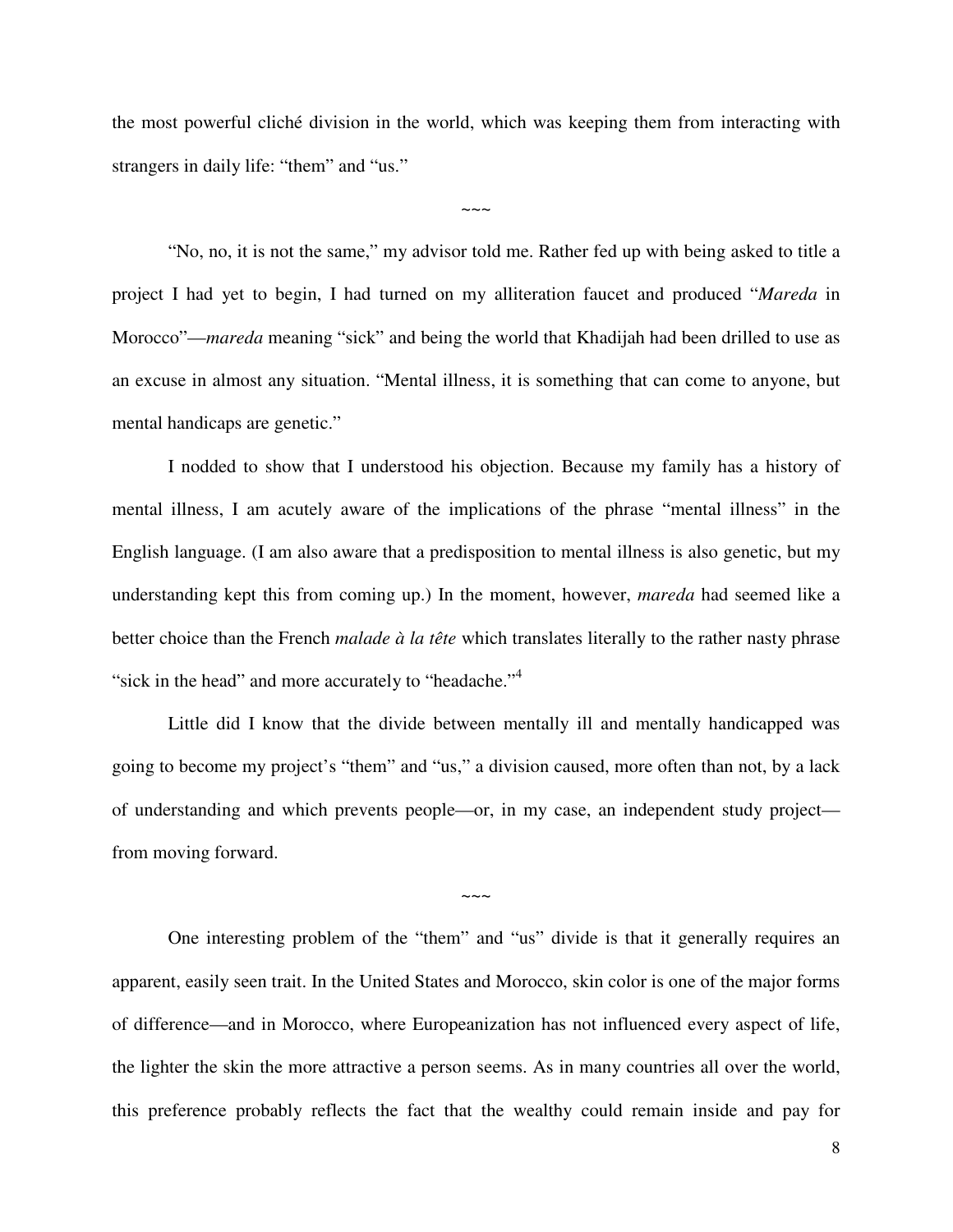the most powerful cliché division in the world, which was keeping them from interacting with strangers in daily life: "them" and "us."

~~~

"No, no, it is not the same," my advisor told me. Rather fed up with being asked to title a project I had yet to begin, I had turned on my alliteration faucet and produced "*Mareda* in Morocco"—*mareda* meaning "sick" and being the world that Khadijah had been drilled to use as an excuse in almost any situation. "Mental illness, it is something that can come to anyone, but mental handicaps are genetic."

I nodded to show that I understood his objection. Because my family has a history of mental illness, I am acutely aware of the implications of the phrase "mental illness" in the English language. (I am also aware that a predisposition to mental illness is also genetic, but my understanding kept this from coming up.) In the moment, however, *mareda* had seemed like a better choice than the French *malade à la tête* which translates literally to the rather nasty phrase "sick in the head" and more accurately to "headache."[4]

Little did I know that the divide between mentally ill and mentally handicapped was going to become my project's "them" and "us," a division caused, more often than not, by a lack of understanding and which prevents people—or, in my case, an independent study project—from moving forward.

~~~

One interesting problem of the "them" and "us" divide is that it generally requires an apparent, easily seen trait. In the United States and Morocco, skin color is one of the major forms of difference—and in Morocco, where Europeanization has not influenced every aspect of life, the lighter the skin the more attractive a person seems. As in many countries all over the world, this preference probably reflects the fact that the wealthy could remain inside and pay for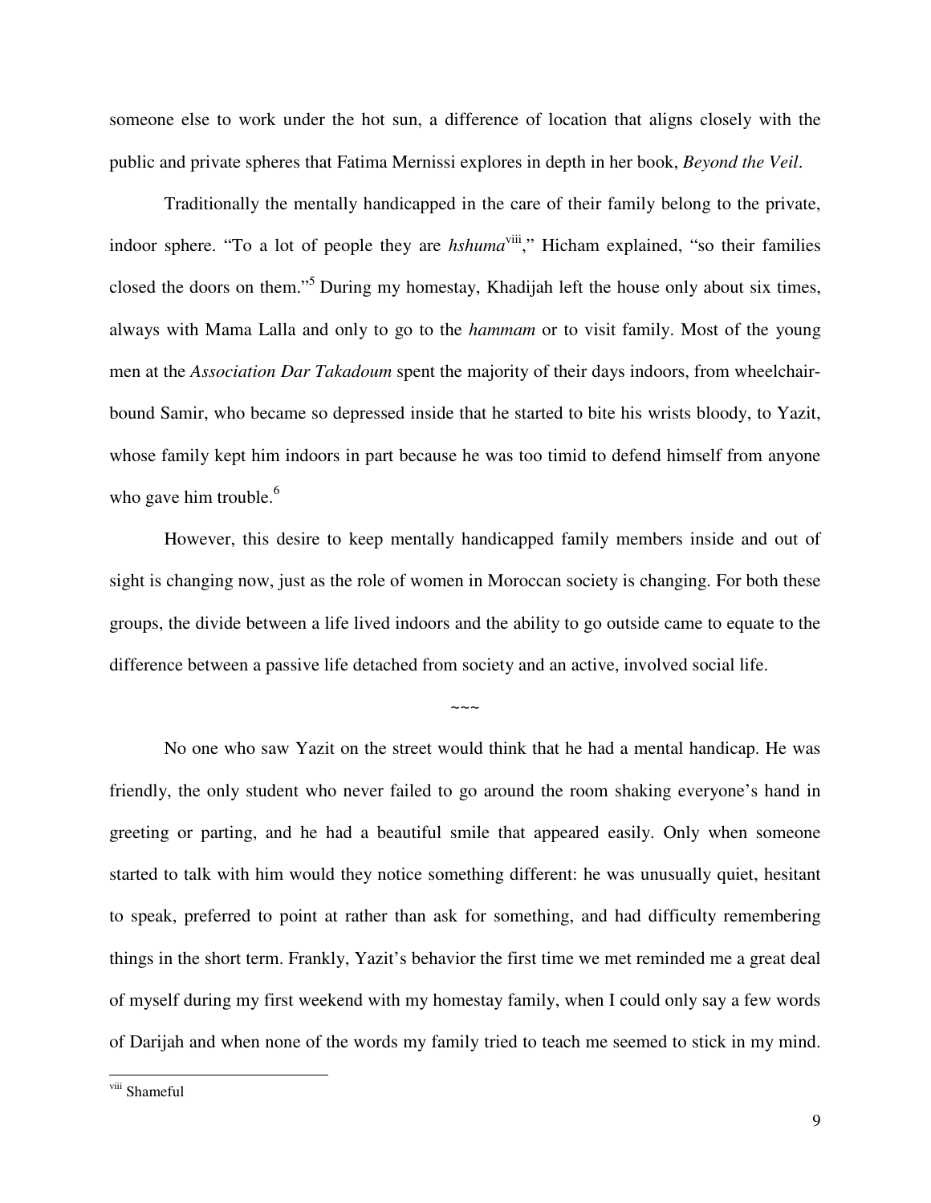someone else to work under the hot sun, a difference of location that aligns closely with the public and private spheres that Fatima Mernissi explores in depth in her book, *Beyond the Veil*.

Traditionally the mentally handicapped in the care of their family belong to the private, indoor sphere. "To a lot of people they are *hshuma*[viii]," Hicham explained, "so their families closed the doors on them."[5] During my homestay, Khadijah left the house only about six times, always with Mama Lalla and only to go to the *hammam* or to visit family. Most of the young men at the *Association Dar Takadoum* spent the majority of their days indoors, from wheelchair-bound Samir, who became so depressed inside that he started to bite his wrists bloody, to Yazit, whose family kept him indoors in part because he was too timid to defend himself from anyone who gave him trouble.[6]

However, this desire to keep mentally handicapped family members inside and out of sight is changing now, just as the role of women in Moroccan society is changing. For both these groups, the divide between a life lived indoors and the ability to go outside came to equate to the difference between a passive life detached from society and an active, involved social life.

~~~

No one who saw Yazit on the street would think that he had a mental handicap. He was friendly, the only student who never failed to go around the room shaking everyone's hand in greeting or parting, and he had a beautiful smile that appeared easily. Only when someone started to talk with him would they notice something different: he was unusually quiet, hesitant to speak, preferred to point at rather than ask for something, and had difficulty remembering things in the short term. Frankly, Yazit's behavior the first time we met reminded me a great deal of myself during my first weekend with my homestay family, when I could only say a few words of Darijah and when none of the words my family tried to teach me seemed to stick in my mind.

---

[viii] Shameful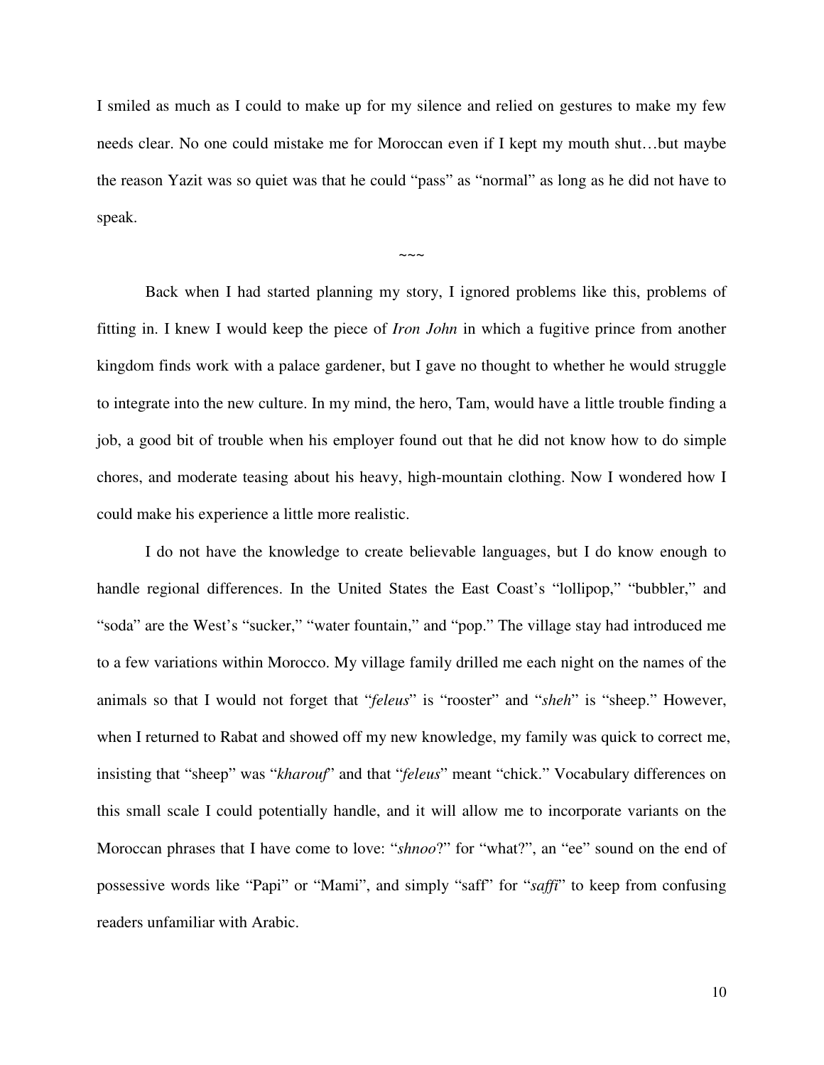I smiled as much as I could to make up for my silence and relied on gestures to make my few needs clear. No one could mistake me for Moroccan even if I kept my mouth shut…but maybe the reason Yazit was so quiet was that he could "pass" as "normal" as long as he did not have to speak.

~~~

Back when I had started planning my story, I ignored problems like this, problems of fitting in. I knew I would keep the piece of *Iron John* in which a fugitive prince from another kingdom finds work with a palace gardener, but I gave no thought to whether he would struggle to integrate into the new culture. In my mind, the hero, Tam, would have a little trouble finding a job, a good bit of trouble when his employer found out that he did not know how to do simple chores, and moderate teasing about his heavy, high-mountain clothing. Now I wondered how I could make his experience a little more realistic.

I do not have the knowledge to create believable languages, but I do know enough to handle regional differences. In the United States the East Coast's "lollipop," "bubbler," and "soda" are the West's "sucker," "water fountain," and "pop." The village stay had introduced me to a few variations within Morocco. My village family drilled me each night on the names of the animals so that I would not forget that "*feleus*" is "rooster" and "*sheh*" is "sheep." However, when I returned to Rabat and showed off my new knowledge, my family was quick to correct me, insisting that "sheep" was "*kharouf*" and that "*feleus*" meant "chick." Vocabulary differences on this small scale I could potentially handle, and it will allow me to incorporate variants on the Moroccan phrases that I have come to love: "*shnoo*?" for "what?", an "ee" sound on the end of possessive words like "Papi" or "Mami", and simply "saff" for "*saffi*" to keep from confusing readers unfamiliar with Arabic.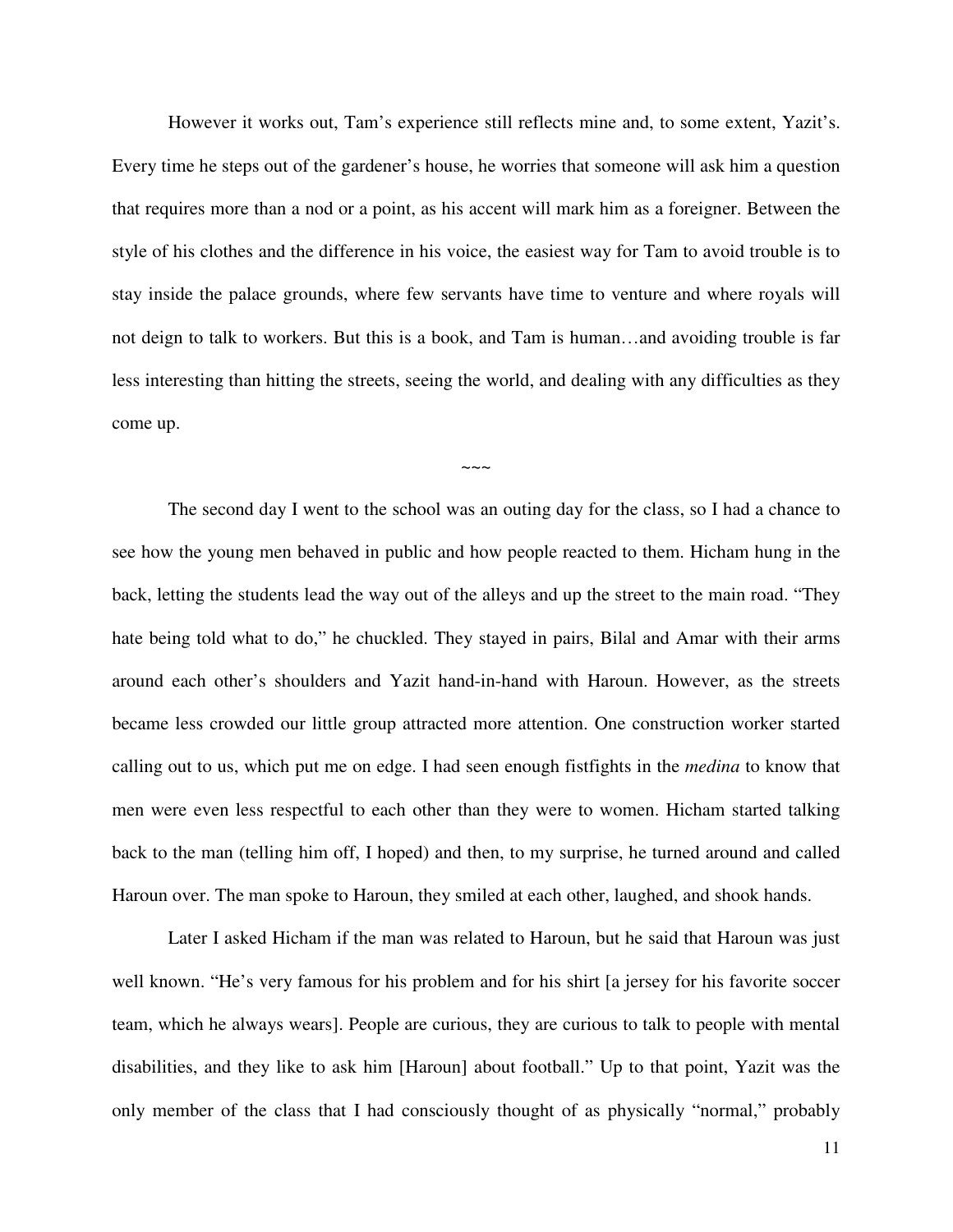However it works out, Tam's experience still reflects mine and, to some extent, Yazit's. Every time he steps out of the gardener's house, he worries that someone will ask him a question that requires more than a nod or a point, as his accent will mark him as a foreigner. Between the style of his clothes and the difference in his voice, the easiest way for Tam to avoid trouble is to stay inside the palace grounds, where few servants have time to venture and where royals will not deign to talk to workers. But this is a book, and Tam is human…and avoiding trouble is far less interesting than hitting the streets, seeing the world, and dealing with any difficulties as they come up.

~~~

The second day I went to the school was an outing day for the class, so I had a chance to see how the young men behaved in public and how people reacted to them. Hicham hung in the back, letting the students lead the way out of the alleys and up the street to the main road. "They hate being told what to do," he chuckled. They stayed in pairs, Bilal and Amar with their arms around each other's shoulders and Yazit hand-in-hand with Haroun. However, as the streets became less crowded our little group attracted more attention. One construction worker started calling out to us, which put me on edge. I had seen enough fistfights in the *medina* to know that men were even less respectful to each other than they were to women. Hicham started talking back to the man (telling him off, I hoped) and then, to my surprise, he turned around and called Haroun over. The man spoke to Haroun, they smiled at each other, laughed, and shook hands.

Later I asked Hicham if the man was related to Haroun, but he said that Haroun was just well known. "He's very famous for his problem and for his shirt [a jersey for his favorite soccer team, which he always wears]. People are curious, they are curious to talk to people with mental disabilities, and they like to ask him [Haroun] about football." Up to that point, Yazit was the only member of the class that I had consciously thought of as physically "normal," probably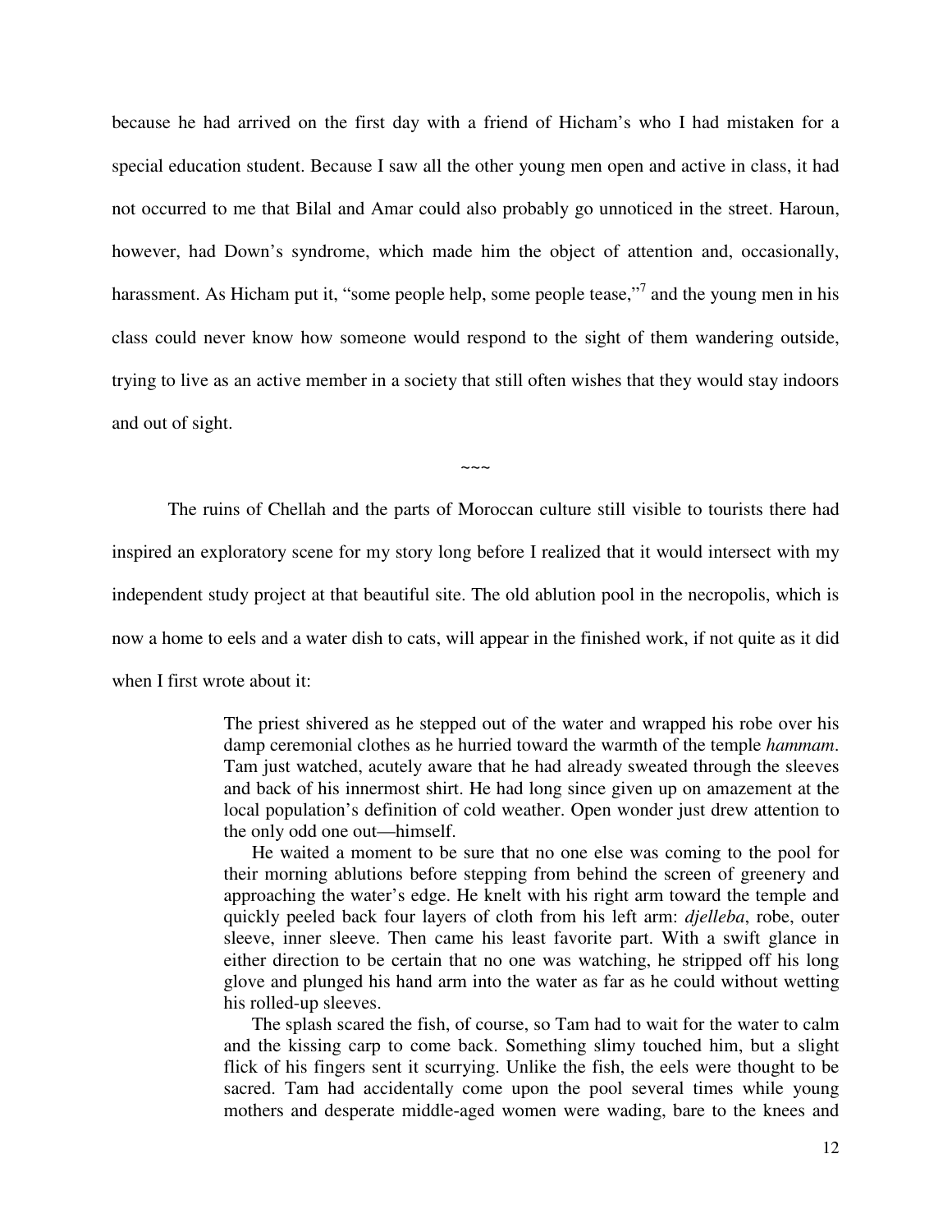because he had arrived on the first day with a friend of Hicham's who I had mistaken for a special education student. Because I saw all the other young men open and active in class, it had not occurred to me that Bilal and Amar could also probably go unnoticed in the street. Haroun, however, had Down's syndrome, which made him the object of attention and, occasionally, harassment. As Hicham put it, "some people help, some people tease,"[7] and the young men in his class could never know how someone would respond to the sight of them wandering outside, trying to live as an active member in a society that still often wishes that they would stay indoors and out of sight.

~~~

The ruins of Chellah and the parts of Moroccan culture still visible to tourists there had inspired an exploratory scene for my story long before I realized that it would intersect with my independent study project at that beautiful site. The old ablution pool in the necropolis, which is now a home to eels and a water dish to cats, will appear in the finished work, if not quite as it did when I first wrote about it:

> The priest shivered as he stepped out of the water and wrapped his robe over his damp ceremonial clothes as he hurried toward the warmth of the temple *hammam*. Tam just watched, acutely aware that he had already sweated through the sleeves and back of his innermost shirt. He had long since given up on amazement at the local population's definition of cold weather. Open wonder just drew attention to the only odd one out—himself.
>
> He waited a moment to be sure that no one else was coming to the pool for their morning ablutions before stepping from behind the screen of greenery and approaching the water's edge. He knelt with his right arm toward the temple and quickly peeled back four layers of cloth from his left arm: *djelleba*, robe, outer sleeve, inner sleeve. Then came his least favorite part. With a swift glance in either direction to be certain that no one was watching, he stripped off his long glove and plunged his hand arm into the water as far as he could without wetting his rolled-up sleeves.
>
> The splash scared the fish, of course, so Tam had to wait for the water to calm and the kissing carp to come back. Something slimy touched him, but a slight flick of his fingers sent it scurrying. Unlike the fish, the eels were thought to be sacred. Tam had accidentally come upon the pool several times while young mothers and desperate middle-aged women were wading, bare to the knees and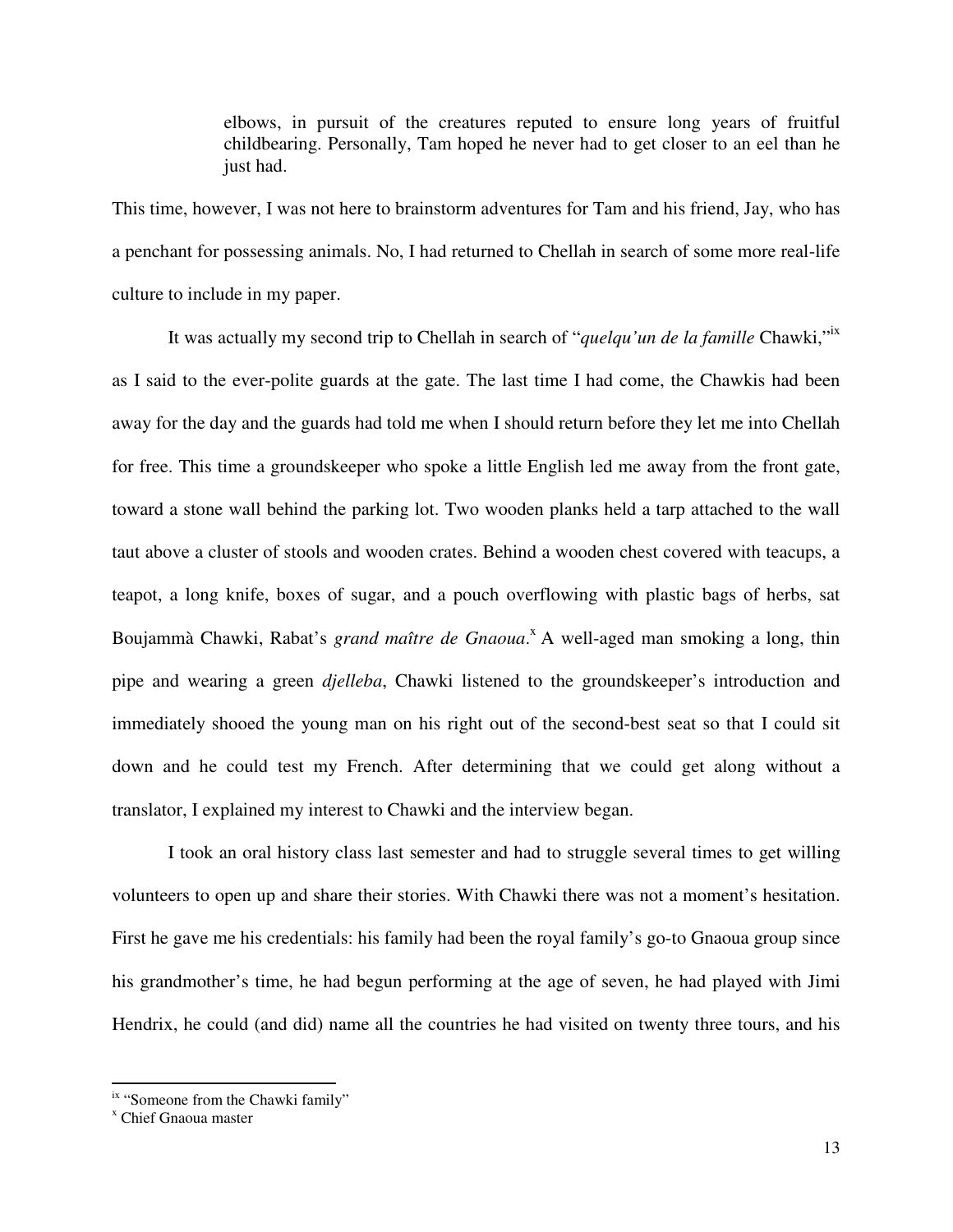> elbows, in pursuit of the creatures reputed to ensure long years of fruitful childbearing. Personally, Tam hoped he never had to get closer to an eel than he just had.

This time, however, I was not here to brainstorm adventures for Tam and his friend, Jay, who has a penchant for possessing animals. No, I had returned to Chellah in search of some more real-life culture to include in my paper.

It was actually my second trip to Chellah in search of "*quelqu'un de la famille* Chawki,"[ix] as I said to the ever-polite guards at the gate. The last time I had come, the Chawkis had been away for the day and the guards had told me when I should return before they let me into Chellah for free. This time a groundskeeper who spoke a little English led me away from the front gate, toward a stone wall behind the parking lot. Two wooden planks held a tarp attached to the wall taut above a cluster of stools and wooden crates. Behind a wooden chest covered with teacups, a teapot, a long knife, boxes of sugar, and a pouch overflowing with plastic bags of herbs, sat Boujammà Chawki, Rabat's *grand maître de Gnaoua*.[x] A well-aged man smoking a long, thin pipe and wearing a green *djelleba*, Chawki listened to the groundskeeper's introduction and immediately shooed the young man on his right out of the second-best seat so that I could sit down and he could test my French. After determining that we could get along without a translator, I explained my interest to Chawki and the interview began.

I took an oral history class last semester and had to struggle several times to get willing volunteers to open up and share their stories. With Chawki there was not a moment's hesitation. First he gave me his credentials: his family had been the royal family's go-to Gnaoua group since his grandmother's time, he had begun performing at the age of seven, he had played with Jimi Hendrix, he could (and did) name all the countries he had visited on twenty three tours, and his

---

[ix] "Someone from the Chawki family"

[x] Chief Gnaoua master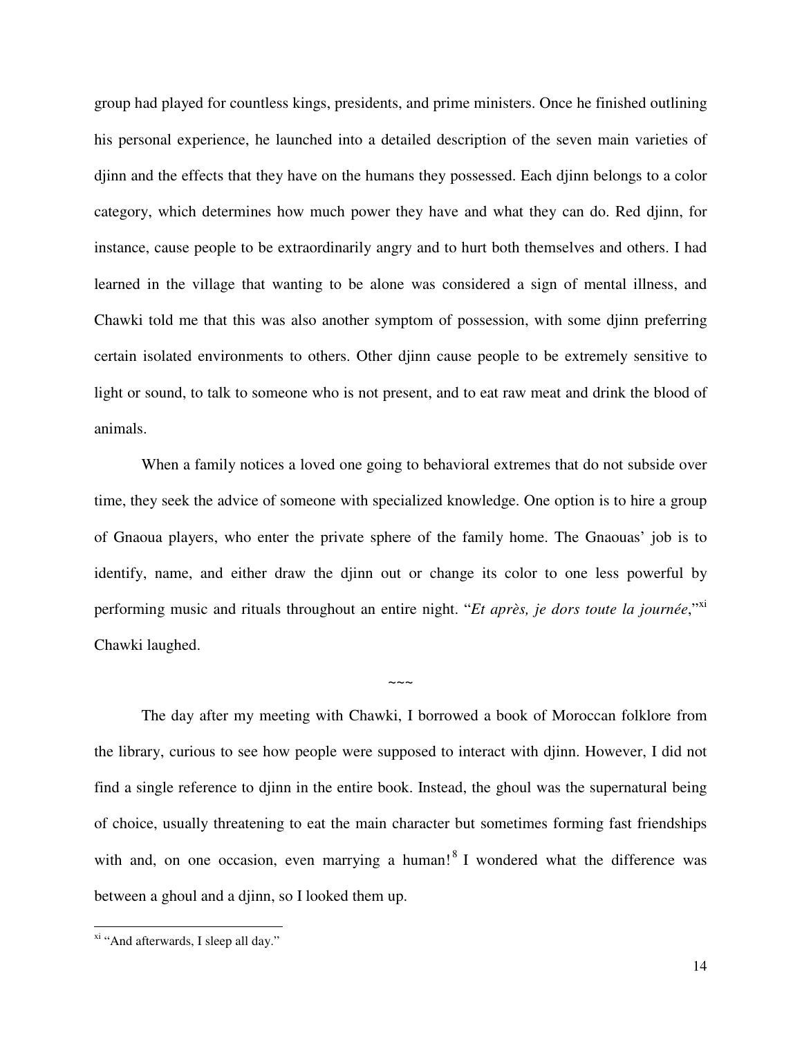group had played for countless kings, presidents, and prime ministers. Once he finished outlining his personal experience, he launched into a detailed description of the seven main varieties of djinn and the effects that they have on the humans they possessed. Each djinn belongs to a color category, which determines how much power they have and what they can do. Red djinn, for instance, cause people to be extraordinarily angry and to hurt both themselves and others. I had learned in the village that wanting to be alone was considered a sign of mental illness, and Chawki told me that this was also another symptom of possession, with some djinn preferring certain isolated environments to others. Other djinn cause people to be extremely sensitive to light or sound, to talk to someone who is not present, and to eat raw meat and drink the blood of animals.

When a family notices a loved one going to behavioral extremes that do not subside over time, they seek the advice of someone with specialized knowledge. One option is to hire a group of Gnaoua players, who enter the private sphere of the family home. The Gnaouas' job is to identify, name, and either draw the djinn out or change its color to one less powerful by performing music and rituals throughout an entire night. "*Et après, je dors toute la journée*,"[xi] Chawki laughed.

~~~

The day after my meeting with Chawki, I borrowed a book of Moroccan folklore from the library, curious to see how people were supposed to interact with djinn. However, I did not find a single reference to djinn in the entire book. Instead, the ghoul was the supernatural being of choice, usually threatening to eat the main character but sometimes forming fast friendships with and, on one occasion, even marrying a human![8] I wondered what the difference was between a ghoul and a djinn, so I looked them up.

---

[xi] "And afterwards, I sleep all day."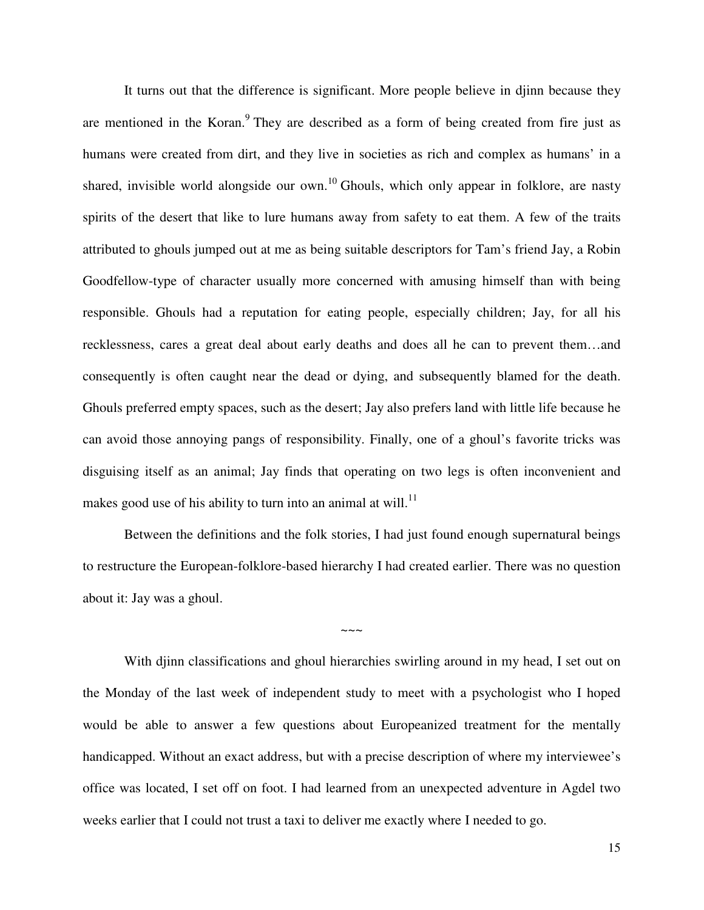It turns out that the difference is significant. More people believe in djinn because they are mentioned in the Koran.[9] They are described as a form of being created from fire just as humans were created from dirt, and they live in societies as rich and complex as humans' in a shared, invisible world alongside our own.[10] Ghouls, which only appear in folklore, are nasty spirits of the desert that like to lure humans away from safety to eat them. A few of the traits attributed to ghouls jumped out at me as being suitable descriptors for Tam's friend Jay, a Robin Goodfellow-type of character usually more concerned with amusing himself than with being responsible. Ghouls had a reputation for eating people, especially children; Jay, for all his recklessness, cares a great deal about early deaths and does all he can to prevent them…and consequently is often caught near the dead or dying, and subsequently blamed for the death. Ghouls preferred empty spaces, such as the desert; Jay also prefers land with little life because he can avoid those annoying pangs of responsibility. Finally, one of a ghoul's favorite tricks was disguising itself as an animal; Jay finds that operating on two legs is often inconvenient and makes good use of his ability to turn into an animal at will.[11]

Between the definitions and the folk stories, I had just found enough supernatural beings to restructure the European-folklore-based hierarchy I had created earlier. There was no question about it: Jay was a ghoul.

~~~

With djinn classifications and ghoul hierarchies swirling around in my head, I set out on the Monday of the last week of independent study to meet with a psychologist who I hoped would be able to answer a few questions about Europeanized treatment for the mentally handicapped. Without an exact address, but with a precise description of where my interviewee's office was located, I set off on foot. I had learned from an unexpected adventure in Agdel two weeks earlier that I could not trust a taxi to deliver me exactly where I needed to go.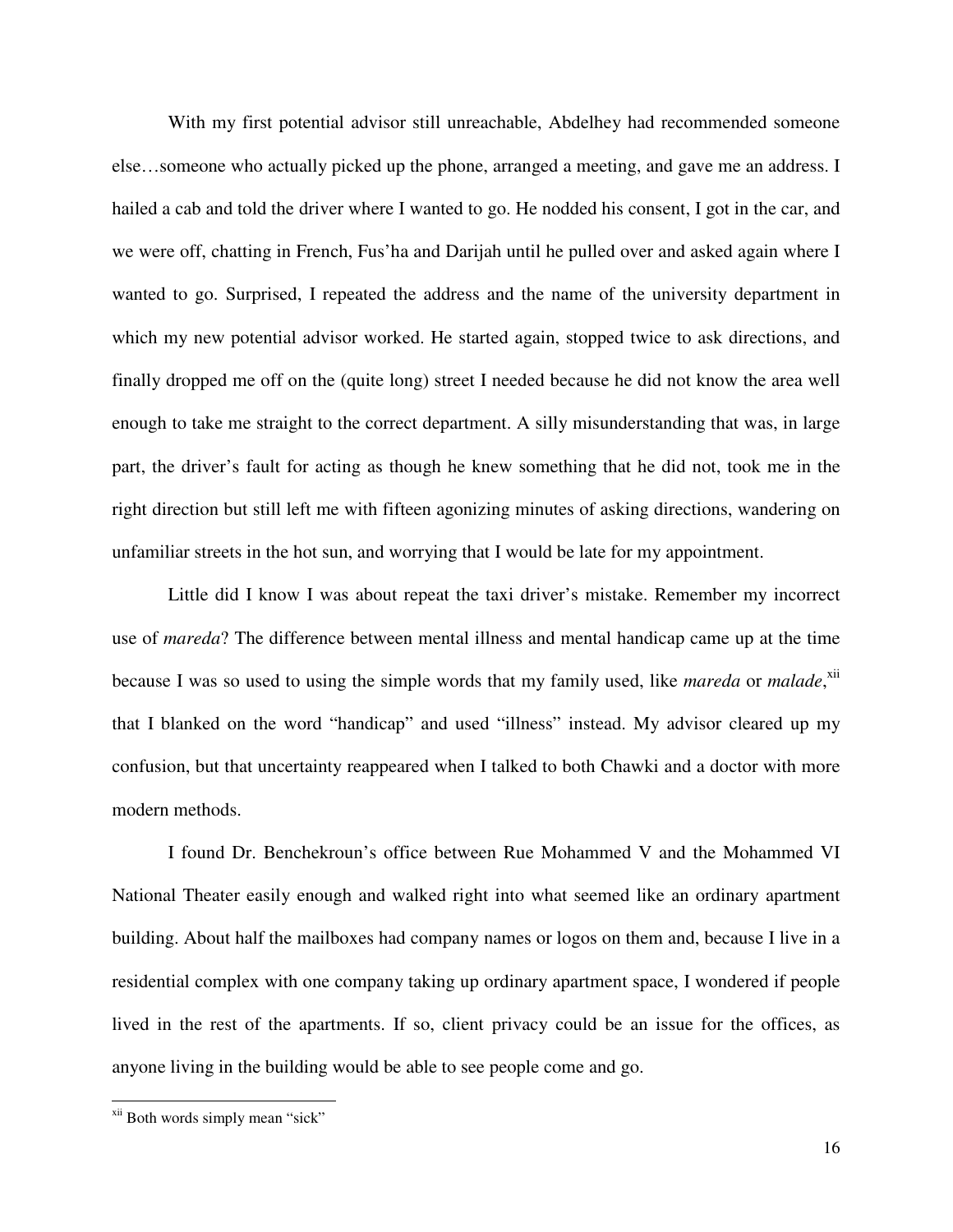With my first potential advisor still unreachable, Abdelhey had recommended someone else…someone who actually picked up the phone, arranged a meeting, and gave me an address. I hailed a cab and told the driver where I wanted to go. He nodded his consent, I got in the car, and we were off, chatting in French, Fus'ha and Darijah until he pulled over and asked again where I wanted to go. Surprised, I repeated the address and the name of the university department in which my new potential advisor worked. He started again, stopped twice to ask directions, and finally dropped me off on the (quite long) street I needed because he did not know the area well enough to take me straight to the correct department. A silly misunderstanding that was, in large part, the driver's fault for acting as though he knew something that he did not, took me in the right direction but still left me with fifteen agonizing minutes of asking directions, wandering on unfamiliar streets in the hot sun, and worrying that I would be late for my appointment.

Little did I know I was about repeat the taxi driver's mistake. Remember my incorrect use of *mareda*? The difference between mental illness and mental handicap came up at the time because I was so used to using the simple words that my family used, like *mareda* or *malade*,[xii] that I blanked on the word "handicap" and used "illness" instead. My advisor cleared up my confusion, but that uncertainty reappeared when I talked to both Chawki and a doctor with more modern methods.

I found Dr. Benchekroun's office between Rue Mohammed V and the Mohammed VI National Theater easily enough and walked right into what seemed like an ordinary apartment building. About half the mailboxes had company names or logos on them and, because I live in a residential complex with one company taking up ordinary apartment space, I wondered if people lived in the rest of the apartments. If so, client privacy could be an issue for the offices, as anyone living in the building would be able to see people come and go.

---

[xii] Both words simply mean "sick"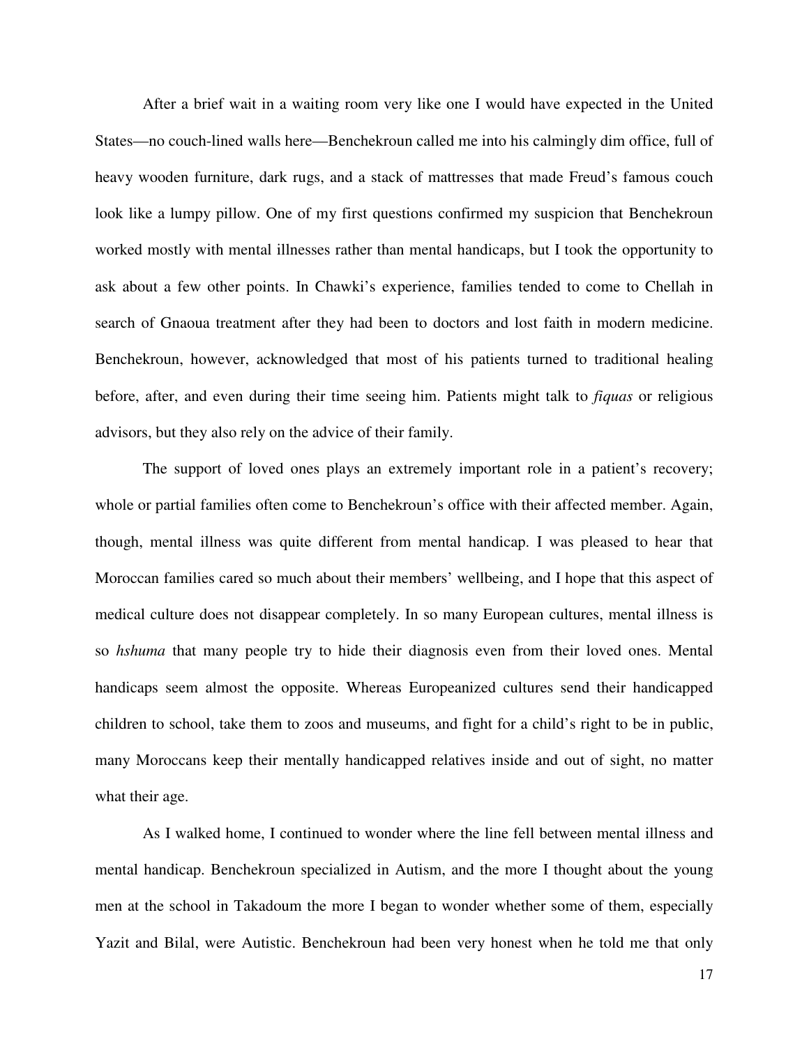After a brief wait in a waiting room very like one I would have expected in the United States—no couch-lined walls here—Benchekroun called me into his calmingly dim office, full of heavy wooden furniture, dark rugs, and a stack of mattresses that made Freud's famous couch look like a lumpy pillow. One of my first questions confirmed my suspicion that Benchekroun worked mostly with mental illnesses rather than mental handicaps, but I took the opportunity to ask about a few other points. In Chawki's experience, families tended to come to Chellah in search of Gnaoua treatment after they had been to doctors and lost faith in modern medicine. Benchekroun, however, acknowledged that most of his patients turned to traditional healing before, after, and even during their time seeing him. Patients might talk to *fiquas* or religious advisors, but they also rely on the advice of their family.

The support of loved ones plays an extremely important role in a patient's recovery; whole or partial families often come to Benchekroun's office with their affected member. Again, though, mental illness was quite different from mental handicap. I was pleased to hear that Moroccan families cared so much about their members' wellbeing, and I hope that this aspect of medical culture does not disappear completely. In so many European cultures, mental illness is so *hshuma* that many people try to hide their diagnosis even from their loved ones. Mental handicaps seem almost the opposite. Whereas Europeanized cultures send their handicapped children to school, take them to zoos and museums, and fight for a child's right to be in public, many Moroccans keep their mentally handicapped relatives inside and out of sight, no matter what their age.

As I walked home, I continued to wonder where the line fell between mental illness and mental handicap. Benchekroun specialized in Autism, and the more I thought about the young men at the school in Takadoum the more I began to wonder whether some of them, especially Yazit and Bilal, were Autistic. Benchekroun had been very honest when he told me that only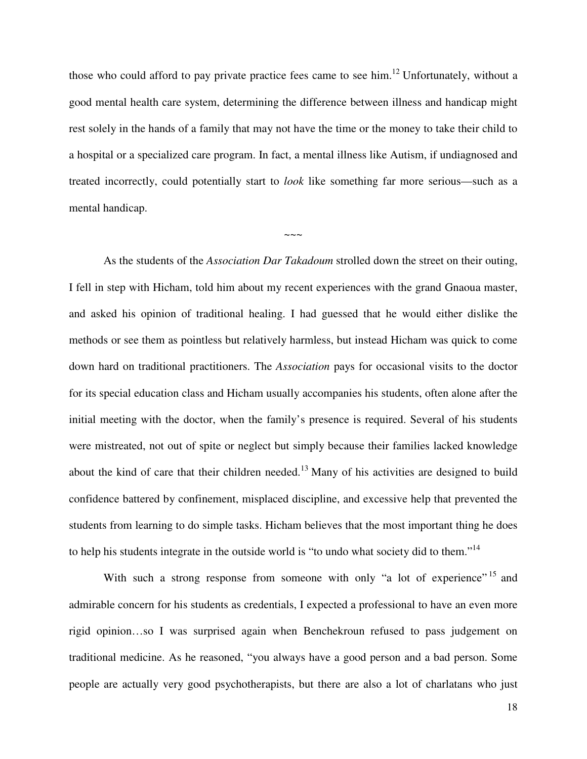those who could afford to pay private practice fees came to see him.[12] Unfortunately, without a good mental health care system, determining the difference between illness and handicap might rest solely in the hands of a family that may not have the time or the money to take their child to a hospital or a specialized care program. In fact, a mental illness like Autism, if undiagnosed and treated incorrectly, could potentially start to *look* like something far more serious—such as a mental handicap.

~~~

As the students of the *Association Dar Takadoum* strolled down the street on their outing, I fell in step with Hicham, told him about my recent experiences with the grand Gnaoua master, and asked his opinion of traditional healing. I had guessed that he would either dislike the methods or see them as pointless but relatively harmless, but instead Hicham was quick to come down hard on traditional practitioners. The *Association* pays for occasional visits to the doctor for its special education class and Hicham usually accompanies his students, often alone after the initial meeting with the doctor, when the family's presence is required. Several of his students were mistreated, not out of spite or neglect but simply because their families lacked knowledge about the kind of care that their children needed.[13] Many of his activities are designed to build confidence battered by confinement, misplaced discipline, and excessive help that prevented the students from learning to do simple tasks. Hicham believes that the most important thing he does to help his students integrate in the outside world is "to undo what society did to them."[14]

With such a strong response from someone with only "a lot of experience"[15] and admirable concern for his students as credentials, I expected a professional to have an even more rigid opinion…so I was surprised again when Benchekroun refused to pass judgement on traditional medicine. As he reasoned, "you always have a good person and a bad person. Some people are actually very good psychotherapists, but there are also a lot of charlatans who just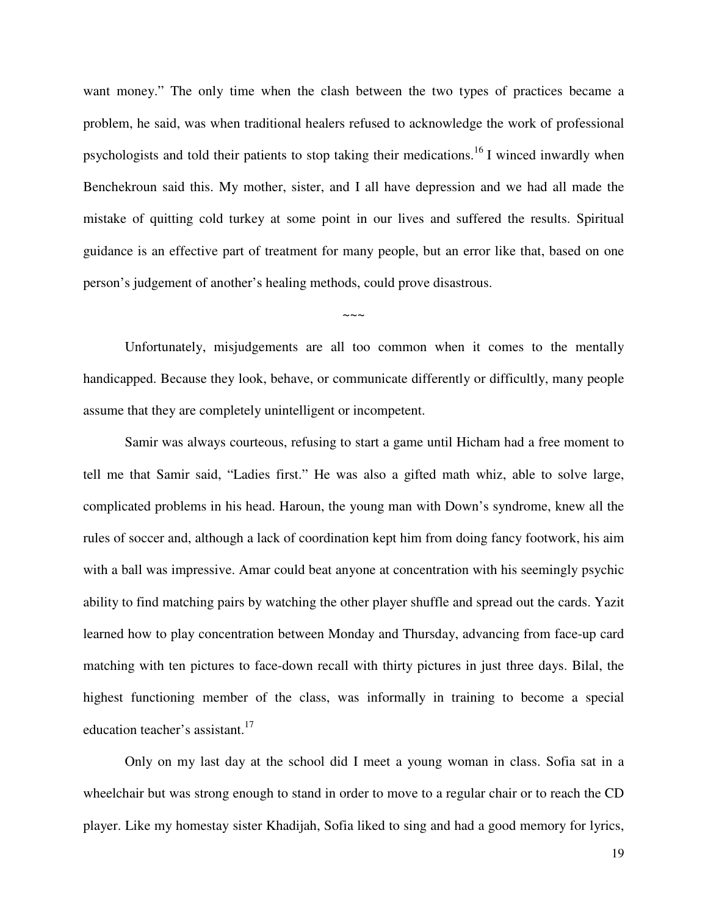want money." The only time when the clash between the two types of practices became a problem, he said, was when traditional healers refused to acknowledge the work of professional psychologists and told their patients to stop taking their medications.[16] I winced inwardly when Benchekroun said this. My mother, sister, and I all have depression and we had all made the mistake of quitting cold turkey at some point in our lives and suffered the results. Spiritual guidance is an effective part of treatment for many people, but an error like that, based on one person's judgement of another's healing methods, could prove disastrous.

~~~

Unfortunately, misjudgements are all too common when it comes to the mentally handicapped. Because they look, behave, or communicate differently or difficultly, many people assume that they are completely unintelligent or incompetent.

Samir was always courteous, refusing to start a game until Hicham had a free moment to tell me that Samir said, "Ladies first." He was also a gifted math whiz, able to solve large, complicated problems in his head. Haroun, the young man with Down's syndrome, knew all the rules of soccer and, although a lack of coordination kept him from doing fancy footwork, his aim with a ball was impressive. Amar could beat anyone at concentration with his seemingly psychic ability to find matching pairs by watching the other player shuffle and spread out the cards. Yazit learned how to play concentration between Monday and Thursday, advancing from face-up card matching with ten pictures to face-down recall with thirty pictures in just three days. Bilal, the highest functioning member of the class, was informally in training to become a special education teacher's assistant.[17]

Only on my last day at the school did I meet a young woman in class. Sofia sat in a wheelchair but was strong enough to stand in order to move to a regular chair or to reach the CD player. Like my homestay sister Khadijah, Sofia liked to sing and had a good memory for lyrics,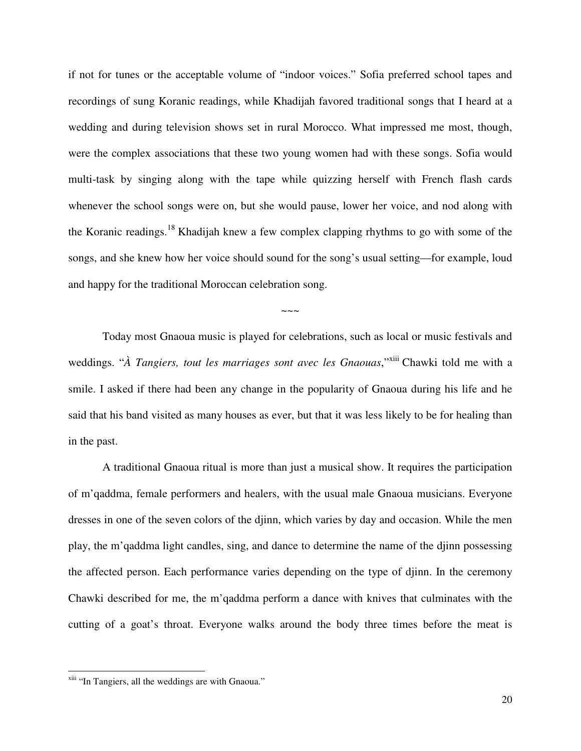if not for tunes or the acceptable volume of "indoor voices." Sofia preferred school tapes and recordings of sung Koranic readings, while Khadijah favored traditional songs that I heard at a wedding and during television shows set in rural Morocco. What impressed me most, though, were the complex associations that these two young women had with these songs. Sofia would multi-task by singing along with the tape while quizzing herself with French flash cards whenever the school songs were on, but she would pause, lower her voice, and nod along with the Koranic readings.[18] Khadijah knew a few complex clapping rhythms to go with some of the songs, and she knew how her voice should sound for the song's usual setting—for example, loud and happy for the traditional Moroccan celebration song.

~~~

Today most Gnaoua music is played for celebrations, such as local or music festivals and weddings. "*À Tangiers, tout les marriages sont avec les Gnaouas*,"[xiii] Chawki told me with a smile. I asked if there had been any change in the popularity of Gnaoua during his life and he said that his band visited as many houses as ever, but that it was less likely to be for healing than in the past.

A traditional Gnaoua ritual is more than just a musical show. It requires the participation of m'qaddma, female performers and healers, with the usual male Gnaoua musicians. Everyone dresses in one of the seven colors of the djinn, which varies by day and occasion. While the men play, the m'qaddma light candles, sing, and dance to determine the name of the djinn possessing the affected person. Each performance varies depending on the type of djinn. In the ceremony Chawki described for me, the m'qaddma perform a dance with knives that culminates with the cutting of a goat's throat. Everyone walks around the body three times before the meat is

---

[xiii] "In Tangiers, all the weddings are with Gnaoua."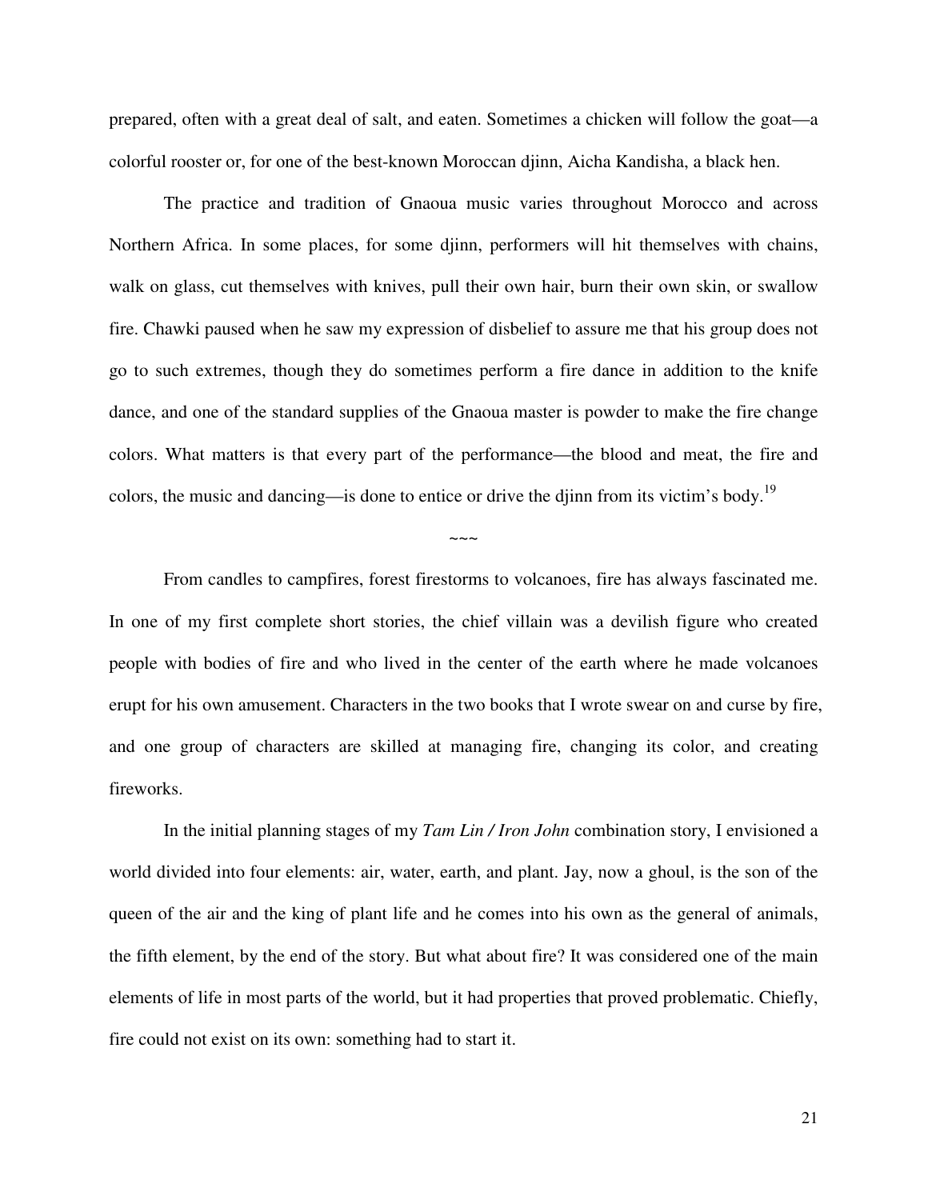prepared, often with a great deal of salt, and eaten. Sometimes a chicken will follow the goat—a colorful rooster or, for one of the best-known Moroccan djinn, Aicha Kandisha, a black hen.

The practice and tradition of Gnaoua music varies throughout Morocco and across Northern Africa. In some places, for some djinn, performers will hit themselves with chains, walk on glass, cut themselves with knives, pull their own hair, burn their own skin, or swallow fire. Chawki paused when he saw my expression of disbelief to assure me that his group does not go to such extremes, though they do sometimes perform a fire dance in addition to the knife dance, and one of the standard supplies of the Gnaoua master is powder to make the fire change colors. What matters is that every part of the performance—the blood and meat, the fire and colors, the music and dancing—is done to entice or drive the djinn from its victim's body.[19]

~~~

From candles to campfires, forest firestorms to volcanoes, fire has always fascinated me. In one of my first complete short stories, the chief villain was a devilish figure who created people with bodies of fire and who lived in the center of the earth where he made volcanoes erupt for his own amusement. Characters in the two books that I wrote swear on and curse by fire, and one group of characters are skilled at managing fire, changing its color, and creating fireworks.

In the initial planning stages of my *Tam Lin / Iron John* combination story, I envisioned a world divided into four elements: air, water, earth, and plant. Jay, now a ghoul, is the son of the queen of the air and the king of plant life and he comes into his own as the general of animals, the fifth element, by the end of the story. But what about fire? It was considered one of the main elements of life in most parts of the world, but it had properties that proved problematic. Chiefly, fire could not exist on its own: something had to start it.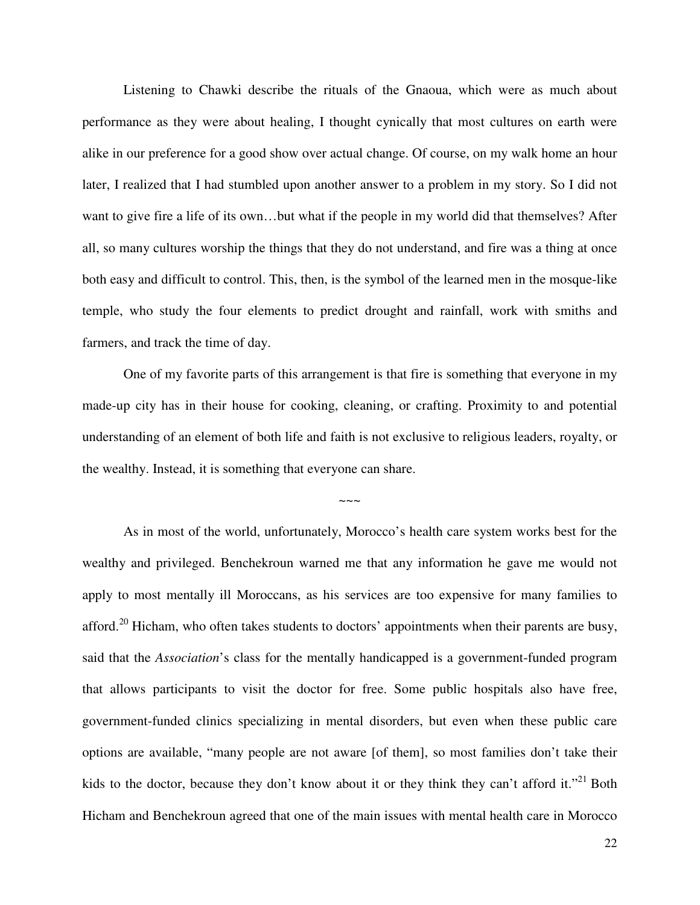Listening to Chawki describe the rituals of the Gnaoua, which were as much about performance as they were about healing, I thought cynically that most cultures on earth were alike in our preference for a good show over actual change. Of course, on my walk home an hour later, I realized that I had stumbled upon another answer to a problem in my story. So I did not want to give fire a life of its own…but what if the people in my world did that themselves? After all, so many cultures worship the things that they do not understand, and fire was a thing at once both easy and difficult to control. This, then, is the symbol of the learned men in the mosque-like temple, who study the four elements to predict drought and rainfall, work with smiths and farmers, and track the time of day.

One of my favorite parts of this arrangement is that fire is something that everyone in my made-up city has in their house for cooking, cleaning, or crafting. Proximity to and potential understanding of an element of both life and faith is not exclusive to religious leaders, royalty, or the wealthy. Instead, it is something that everyone can share.

~~~

As in most of the world, unfortunately, Morocco's health care system works best for the wealthy and privileged. Benchekroun warned me that any information he gave me would not apply to most mentally ill Moroccans, as his services are too expensive for many families to afford.[20] Hicham, who often takes students to doctors' appointments when their parents are busy, said that the *Association*'s class for the mentally handicapped is a government-funded program that allows participants to visit the doctor for free. Some public hospitals also have free, government-funded clinics specializing in mental disorders, but even when these public care options are available, "many people are not aware [of them], so most families don't take their kids to the doctor, because they don't know about it or they think they can't afford it."[21] Both Hicham and Benchekroun agreed that one of the main issues with mental health care in Morocco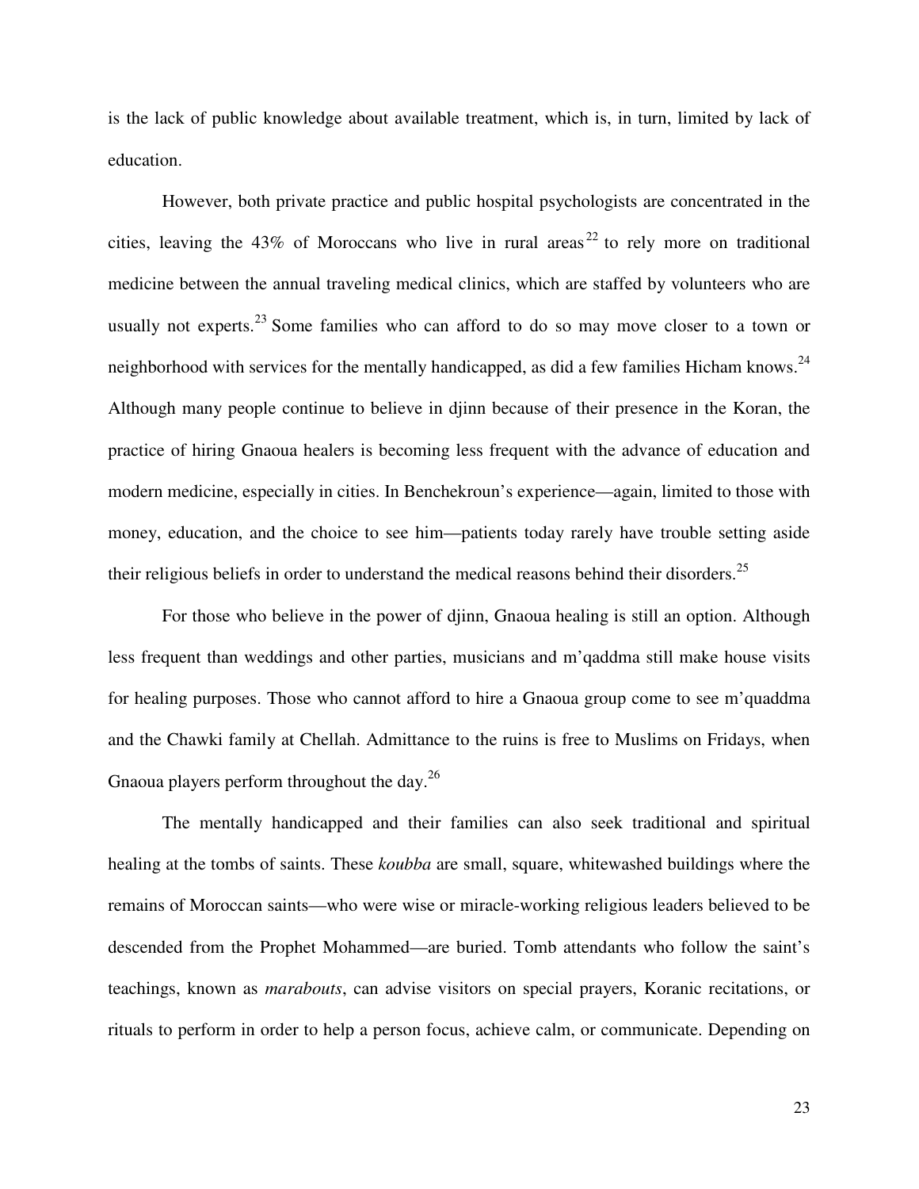is the lack of public knowledge about available treatment, which is, in turn, limited by lack of education.

However, both private practice and public hospital psychologists are concentrated in the cities, leaving the 43% of Moroccans who live in rural areas[22] to rely more on traditional medicine between the annual traveling medical clinics, which are staffed by volunteers who are usually not experts.[23] Some families who can afford to do so may move closer to a town or neighborhood with services for the mentally handicapped, as did a few families Hicham knows.[24] Although many people continue to believe in djinn because of their presence in the Koran, the practice of hiring Gnaoua healers is becoming less frequent with the advance of education and modern medicine, especially in cities. In Benchekroun's experience—again, limited to those with money, education, and the choice to see him—patients today rarely have trouble setting aside their religious beliefs in order to understand the medical reasons behind their disorders.[25]

For those who believe in the power of djinn, Gnaoua healing is still an option. Although less frequent than weddings and other parties, musicians and m'qaddma still make house visits for healing purposes. Those who cannot afford to hire a Gnaoua group come to see m'quaddma and the Chawki family at Chellah. Admittance to the ruins is free to Muslims on Fridays, when Gnaoua players perform throughout the day.[26]

The mentally handicapped and their families can also seek traditional and spiritual healing at the tombs of saints. These *koubba* are small, square, whitewashed buildings where the remains of Moroccan saints—who were wise or miracle-working religious leaders believed to be descended from the Prophet Mohammed—are buried. Tomb attendants who follow the saint's teachings, known as *marabouts*, can advise visitors on special prayers, Koranic recitations, or rituals to perform in order to help a person focus, achieve calm, or communicate. Depending on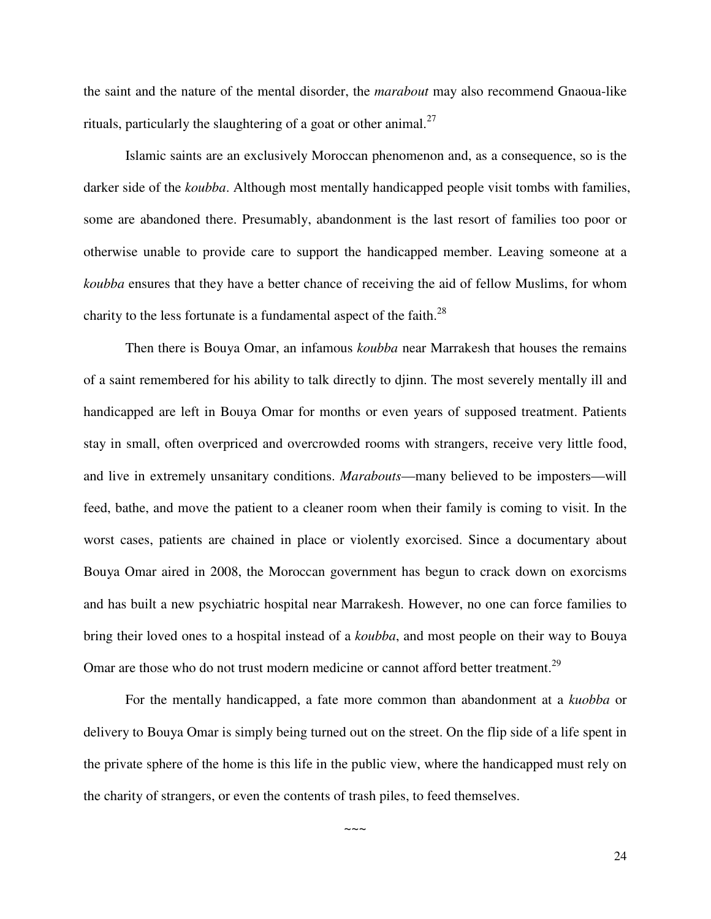the saint and the nature of the mental disorder, the *marabout* may also recommend Gnaoua-like rituals, particularly the slaughtering of a goat or other animal.[27]

Islamic saints are an exclusively Moroccan phenomenon and, as a consequence, so is the darker side of the *koubba*. Although most mentally handicapped people visit tombs with families, some are abandoned there. Presumably, abandonment is the last resort of families too poor or otherwise unable to provide care to support the handicapped member. Leaving someone at a *koubba* ensures that they have a better chance of receiving the aid of fellow Muslims, for whom charity to the less fortunate is a fundamental aspect of the faith.[28]

Then there is Bouya Omar, an infamous *koubba* near Marrakesh that houses the remains of a saint remembered for his ability to talk directly to djinn. The most severely mentally ill and handicapped are left in Bouya Omar for months or even years of supposed treatment. Patients stay in small, often overpriced and overcrowded rooms with strangers, receive very little food, and live in extremely unsanitary conditions. *Marabouts*—many believed to be imposters—will feed, bathe, and move the patient to a cleaner room when their family is coming to visit. In the worst cases, patients are chained in place or violently exorcised. Since a documentary about Bouya Omar aired in 2008, the Moroccan government has begun to crack down on exorcisms and has built a new psychiatric hospital near Marrakesh. However, no one can force families to bring their loved ones to a hospital instead of a *koubba*, and most people on their way to Bouya Omar are those who do not trust modern medicine or cannot afford better treatment.[29]

For the mentally handicapped, a fate more common than abandonment at a *kuobba* or delivery to Bouya Omar is simply being turned out on the street. On the flip side of a life spent in the private sphere of the home is this life in the public view, where the handicapped must rely on the charity of strangers, or even the contents of trash piles, to feed themselves.

~~~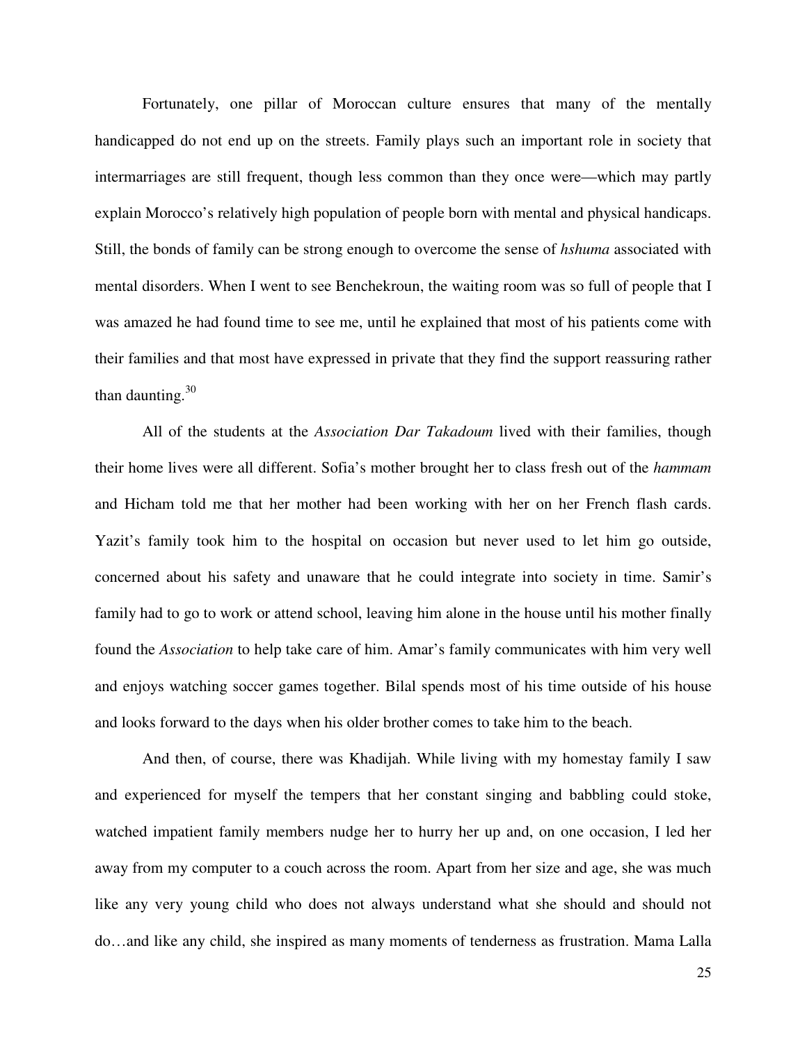Fortunately, one pillar of Moroccan culture ensures that many of the mentally handicapped do not end up on the streets. Family plays such an important role in society that intermarriages are still frequent, though less common than they once were—which may partly explain Morocco's relatively high population of people born with mental and physical handicaps. Still, the bonds of family can be strong enough to overcome the sense of *hshuma* associated with mental disorders. When I went to see Benchekroun, the waiting room was so full of people that I was amazed he had found time to see me, until he explained that most of his patients come with their families and that most have expressed in private that they find the support reassuring rather than daunting.[30]

All of the students at the *Association Dar Takadoum* lived with their families, though their home lives were all different. Sofia's mother brought her to class fresh out of the *hammam* and Hicham told me that her mother had been working with her on her French flash cards. Yazit's family took him to the hospital on occasion but never used to let him go outside, concerned about his safety and unaware that he could integrate into society in time. Samir's family had to go to work or attend school, leaving him alone in the house until his mother finally found the *Association* to help take care of him. Amar's family communicates with him very well and enjoys watching soccer games together. Bilal spends most of his time outside of his house and looks forward to the days when his older brother comes to take him to the beach.

And then, of course, there was Khadijah. While living with my homestay family I saw and experienced for myself the tempers that her constant singing and babbling could stoke, watched impatient family members nudge her to hurry her up and, on one occasion, I led her away from my computer to a couch across the room. Apart from her size and age, she was much like any very young child who does not always understand what she should and should not do…and like any child, she inspired as many moments of tenderness as frustration. Mama Lalla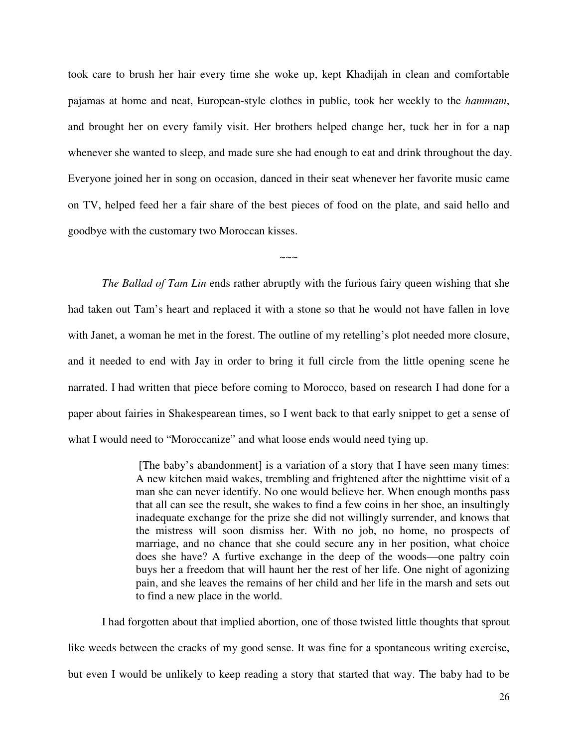took care to brush her hair every time she woke up, kept Khadijah in clean and comfortable pajamas at home and neat, European-style clothes in public, took her weekly to the *hammam*, and brought her on every family visit. Her brothers helped change her, tuck her in for a nap whenever she wanted to sleep, and made sure she had enough to eat and drink throughout the day. Everyone joined her in song on occasion, danced in their seat whenever her favorite music came on TV, helped feed her a fair share of the best pieces of food on the plate, and said hello and goodbye with the customary two Moroccan kisses.

~~~

*The Ballad of Tam Lin* ends rather abruptly with the furious fairy queen wishing that she had taken out Tam's heart and replaced it with a stone so that he would not have fallen in love with Janet, a woman he met in the forest. The outline of my retelling's plot needed more closure, and it needed to end with Jay in order to bring it full circle from the little opening scene he narrated. I had written that piece before coming to Morocco, based on research I had done for a paper about fairies in Shakespearean times, so I went back to that early snippet to get a sense of what I would need to "Moroccanize" and what loose ends would need tying up.

> [The baby's abandonment] is a variation of a story that I have seen many times: A new kitchen maid wakes, trembling and frightened after the nighttime visit of a man she can never identify. No one would believe her. When enough months pass that all can see the result, she wakes to find a few coins in her shoe, an insultingly inadequate exchange for the prize she did not willingly surrender, and knows that the mistress will soon dismiss her. With no job, no home, no prospects of marriage, and no chance that she could secure any in her position, what choice does she have? A furtive exchange in the deep of the woods—one paltry coin buys her a freedom that will haunt her the rest of her life. One night of agonizing pain, and she leaves the remains of her child and her life in the marsh and sets out to find a new place in the world.

I had forgotten about that implied abortion, one of those twisted little thoughts that sprout like weeds between the cracks of my good sense. It was fine for a spontaneous writing exercise, but even I would be unlikely to keep reading a story that started that way. The baby had to be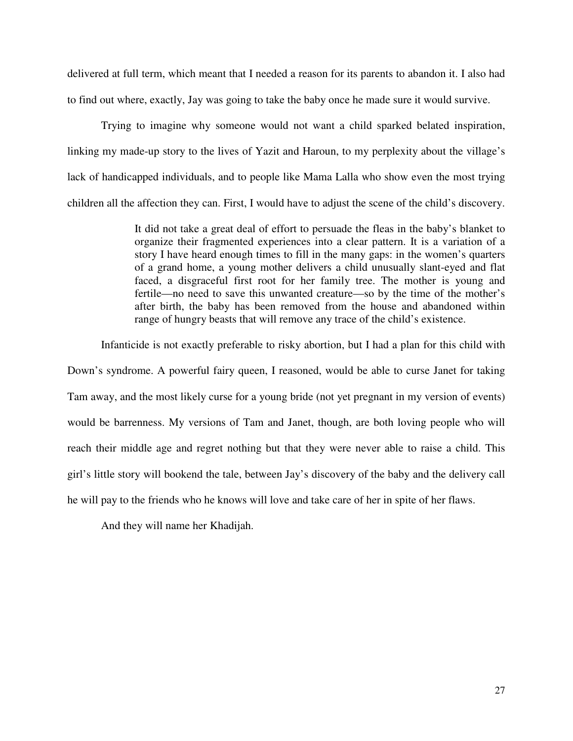delivered at full term, which meant that I needed a reason for its parents to abandon it. I also had to find out where, exactly, Jay was going to take the baby once he made sure it would survive.

Trying to imagine why someone would not want a child sparked belated inspiration, linking my made-up story to the lives of Yazit and Haroun, to my perplexity about the village's lack of handicapped individuals, and to people like Mama Lalla who show even the most trying children all the affection they can. First, I would have to adjust the scene of the child's discovery.

> It did not take a great deal of effort to persuade the fleas in the baby's blanket to organize their fragmented experiences into a clear pattern. It is a variation of a story I have heard enough times to fill in the many gaps: in the women's quarters of a grand home, a young mother delivers a child unusually slant-eyed and flat faced, a disgraceful first root for her family tree. The mother is young and fertile—no need to save this unwanted creature—so by the time of the mother's after birth, the baby has been removed from the house and abandoned within range of hungry beasts that will remove any trace of the child's existence.

Infanticide is not exactly preferable to risky abortion, but I had a plan for this child with Down's syndrome. A powerful fairy queen, I reasoned, would be able to curse Janet for taking Tam away, and the most likely curse for a young bride (not yet pregnant in my version of events) would be barrenness. My versions of Tam and Janet, though, are both loving people who will reach their middle age and regret nothing but that they were never able to raise a child. This girl's little story will bookend the tale, between Jay's discovery of the baby and the delivery call he will pay to the friends who he knows will love and take care of her in spite of her flaws.

And they will name her Khadijah.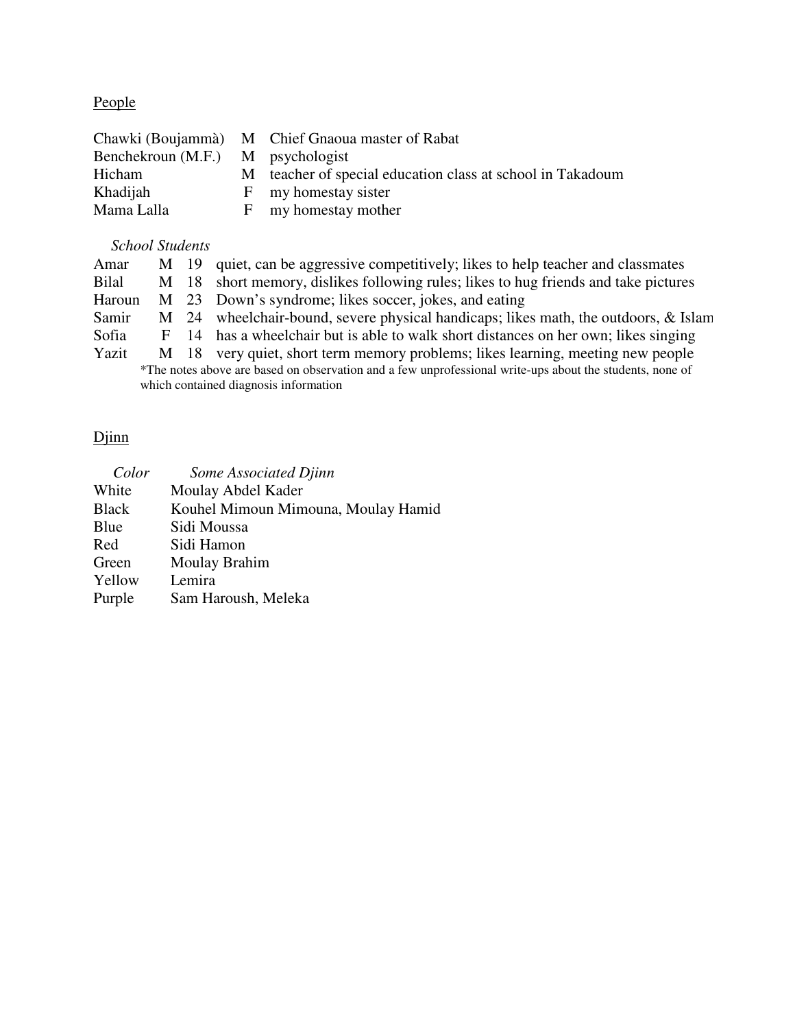<u>People</u>

| | | |
|---|---|---|
| Chawki (Boujammà) | M | Chief Gnaoua master of Rabat |
| Benchekroun (M.F.) | M | psychologist |
| Hicham | M | teacher of special education class at school in Takadoum |
| Khadijah | F | my homestay sister |
| Mama Lalla | F | my homestay mother |

*School Students*

| | | | |
|---|---|---|---|
| Amar | M | 19 | quiet, can be aggressive competitively; likes to help teacher and classmates |
| Bilal | M | 18 | short memory, dislikes following rules; likes to hug friends and take pictures |
| Haroun | M | 23 | Down's syndrome; likes soccer, jokes, and eating |
| Samir | M | 24 | wheelchair-bound, severe physical handicaps; likes math, the outdoors, & Islam |
| Sofia | F | 14 | has a wheelchair but is able to walk short distances on her own; likes singing |
| Yazit | M | 18 | very quiet, short term memory problems; likes learning, meeting new people |

*The notes above are based on observation and a few unprofessional write-ups about the students, none of which contained diagnosis information

<u>Djinn</u>

| *Color* | *Some Associated Djinn* |
|---|---|
| White | Moulay Abdel Kader |
| Black | Kouhel Mimoun Mimouna, Moulay Hamid |
| Blue | Sidi Moussa |
| Red | Sidi Hamon |
| Green | Moulay Brahim |
| Yellow | Lemira |
| Purple | Sam Haroush, Meleka |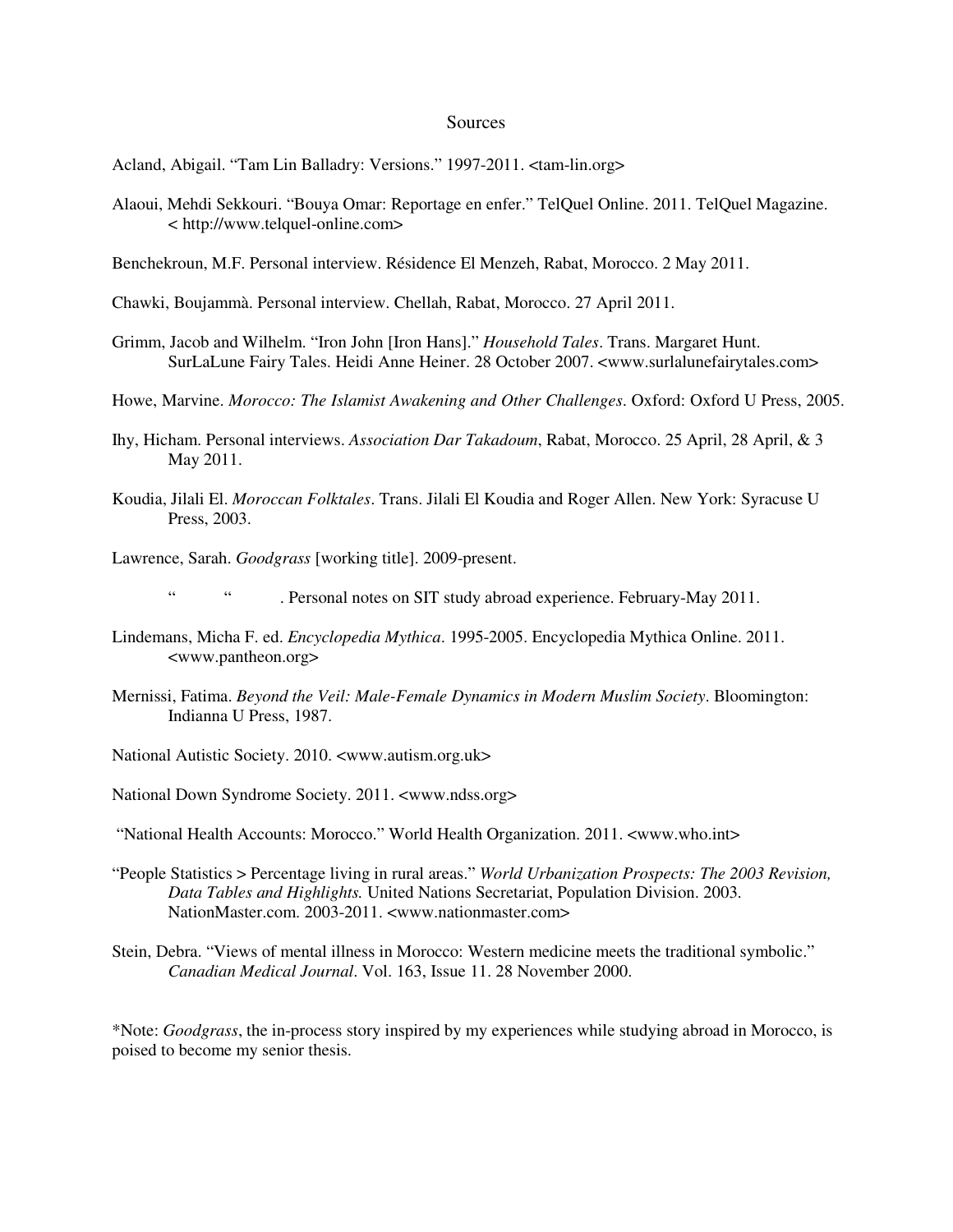# Sources

Acland, Abigail. "Tam Lin Balladry: Versions." 1997-2011. <tam-lin.org>

Alaoui, Mehdi Sekkouri. "Bouya Omar: Reportage en enfer." TelQuel Online. 2011. TelQuel Magazine. < http://www.telquel-online.com>

Benchekroun, M.F. Personal interview. Résidence El Menzeh, Rabat, Morocco. 2 May 2011.

Chawki, Boujammà. Personal interview. Chellah, Rabat, Morocco. 27 April 2011.

Grimm, Jacob and Wilhelm. "Iron John [Iron Hans]." *Household Tales*. Trans. Margaret Hunt. SurLaLune Fairy Tales. Heidi Anne Heiner. 28 October 2007. <www.surlalunefairytales.com>

Howe, Marvine. *Morocco: The Islamist Awakening and Other Challenges*. Oxford: Oxford U Press, 2005.

Ihy, Hicham. Personal interviews. *Association Dar Takadoum*, Rabat, Morocco. 25 April, 28 April, & 3 May 2011.

Koudia, Jilali El. *Moroccan Folktales*. Trans. Jilali El Koudia and Roger Allen. New York: Syracuse U Press, 2003.

Lawrence, Sarah. *Goodgrass* [working title]. 2009-present.

"          "          . Personal notes on SIT study abroad experience. February-May 2011.

Lindemans, Micha F. ed. *Encyclopedia Mythica*. 1995-2005. Encyclopedia Mythica Online. 2011. <www.pantheon.org>

Mernissi, Fatima. *Beyond the Veil: Male-Female Dynamics in Modern Muslim Society*. Bloomington: Indianna U Press, 1987.

National Autistic Society. 2010. <www.autism.org.uk>

National Down Syndrome Society. 2011. <www.ndss.org>

"National Health Accounts: Morocco." World Health Organization. 2011. <www.who.int>

"People Statistics > Percentage living in rural areas." *World Urbanization Prospects: The 2003 Revision, Data Tables and Highlights.* United Nations Secretariat, Population Division. 2003. NationMaster.com. 2003-2011. <www.nationmaster.com>

Stein, Debra. "Views of mental illness in Morocco: Western medicine meets the traditional symbolic." *Canadian Medical Journal*. Vol. 163, Issue 11. 28 November 2000.

*Note: *Goodgrass*, the in-process story inspired by my experiences while studying abroad in Morocco, is poised to become my senior thesis.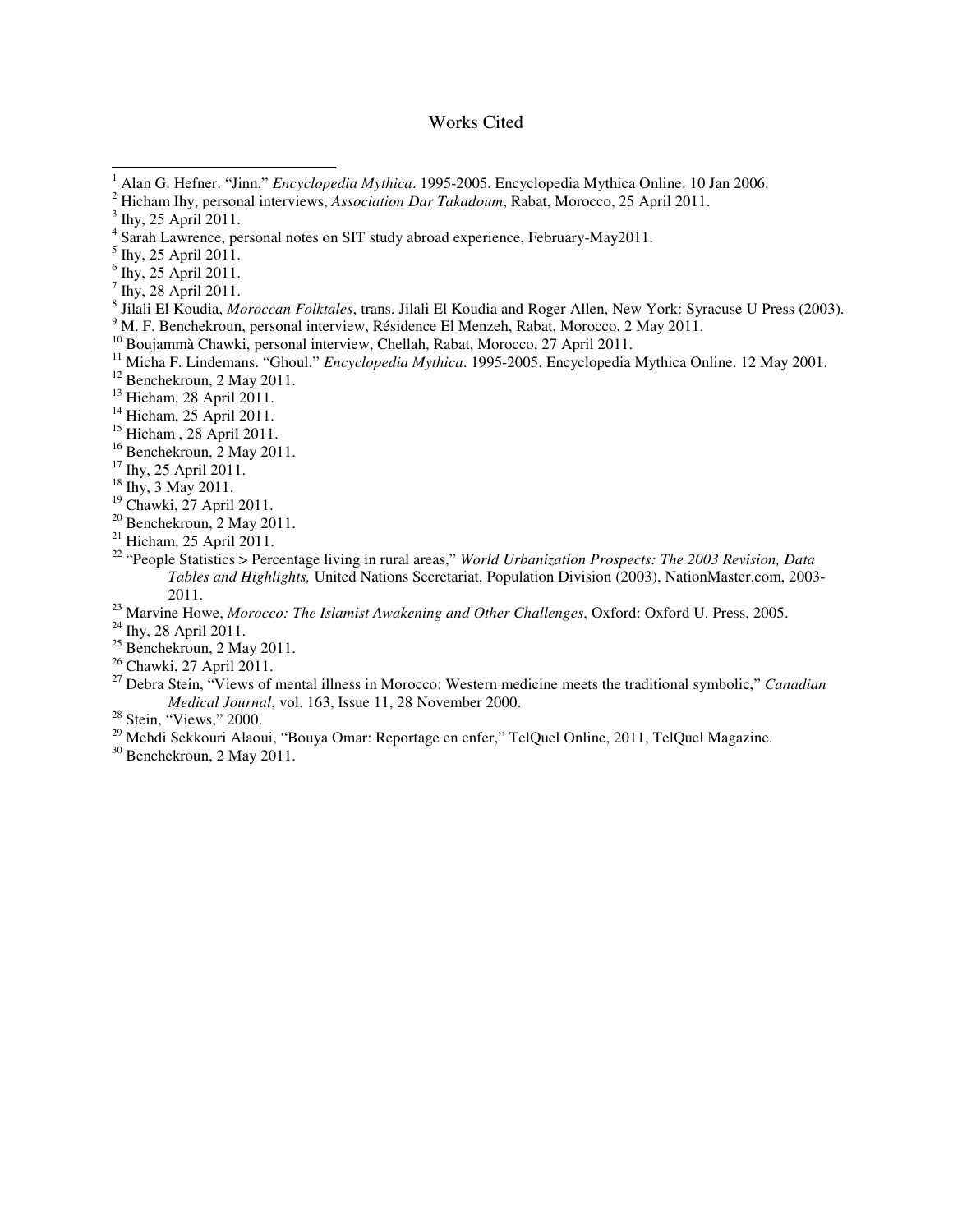# Works Cited

[1] Alan G. Hefner. "Jinn." *Encyclopedia Mythica*. 1995-2005. Encyclopedia Mythica Online. 10 Jan 2006.
[2] Hicham Ihy, personal interviews, *Association Dar Takadoum*, Rabat, Morocco, 25 April 2011.
[3] Ihy, 25 April 2011.
[4] Sarah Lawrence, personal notes on SIT study abroad experience, February-May2011.
[5] Ihy, 25 April 2011.
[6] Ihy, 25 April 2011.
[7] Ihy, 28 April 2011.
[8] Jilali El Koudia, *Moroccan Folktales*, trans. Jilali El Koudia and Roger Allen, New York: Syracuse U Press (2003).
[9] M. F. Benchekroun, personal interview, Résidence El Menzeh, Rabat, Morocco, 2 May 2011.
[10] Boujammà Chawki, personal interview, Chellah, Rabat, Morocco, 27 April 2011.
[11] Micha F. Lindemans. "Ghoul." *Encyclopedia Mythica*. 1995-2005. Encyclopedia Mythica Online. 12 May 2001.
[12] Benchekroun, 2 May 2011.
[13] Hicham, 28 April 2011.
[14] Hicham, 25 April 2011.
[15] Hicham , 28 April 2011.
[16] Benchekroun, 2 May 2011.
[17] Ihy, 25 April 2011.
[18] Ihy, 3 May 2011.
[19] Chawki, 27 April 2011.
[20] Benchekroun, 2 May 2011.
[21] Hicham, 25 April 2011.
[22] "People Statistics > Percentage living in rural areas," *World Urbanization Prospects: The 2003 Revision, Data Tables and Highlights,* United Nations Secretariat, Population Division (2003), NationMaster.com, 2003-2011.
[23] Marvine Howe, *Morocco: The Islamist Awakening and Other Challenges*, Oxford: Oxford U. Press, 2005.
[24] Ihy, 28 April 2011.
[25] Benchekroun, 2 May 2011.
[26] Chawki, 27 April 2011.
[27] Debra Stein, "Views of mental illness in Morocco: Western medicine meets the traditional symbolic," *Canadian Medical Journal*, vol. 163, Issue 11, 28 November 2000.
[28] Stein, "Views," 2000.
[29] Mehdi Sekkouri Alaoui, "Bouya Omar: Reportage en enfer," TelQuel Online, 2011, TelQuel Magazine.
[30] Benchekroun, 2 May 2011.